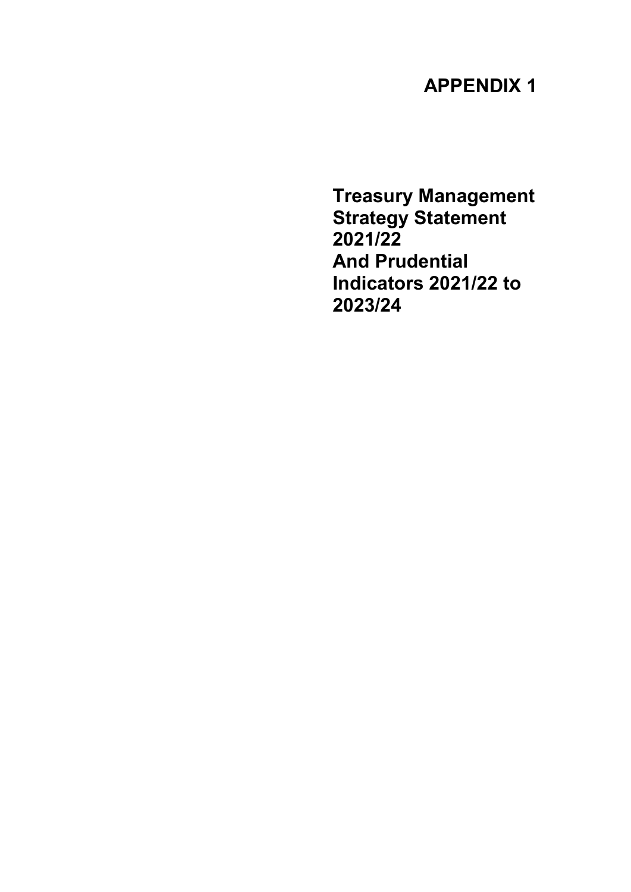# APPENDIX 1

# Treasury Management Strategy Statement 2021/22 And Prudential Indicators 2021/22 to 2023/24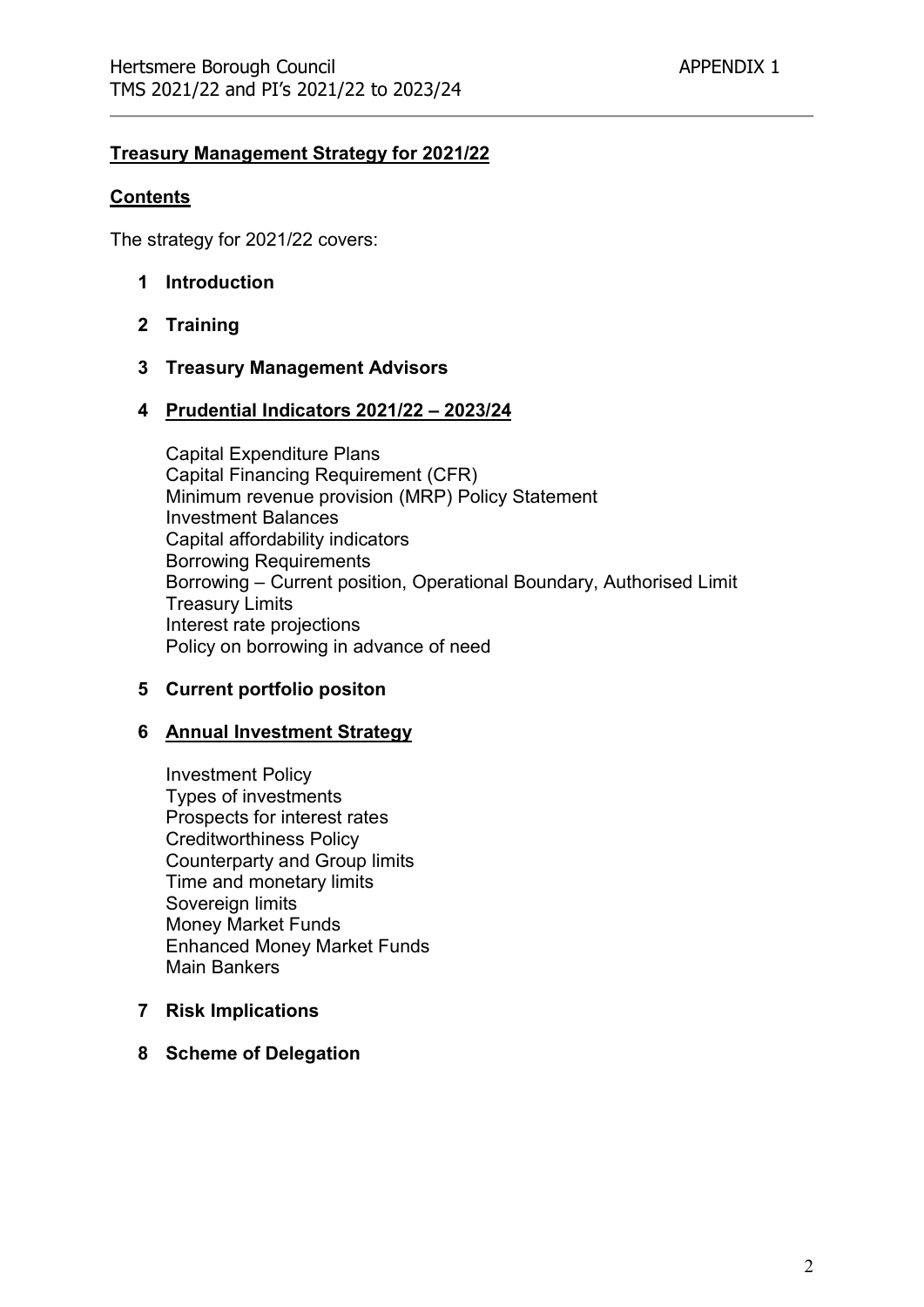## **Treasury Management Strategy for 2021/22**

### **Contents**

The strategy for 2021/22 covers:

1. **Introduction**
2. **Training**
3. **Treasury Management Advisors**
4. **Prudential Indicators 2021/22 – 2023/24**

   Capital Expenditure Plans
   Capital Financing Requirement (CFR)
   Minimum revenue provision (MRP) Policy Statement
   Investment Balances
   Capital affordability indicators
   Borrowing Requirements
   Borrowing – Current position, Operational Boundary, Authorised Limit
   Treasury Limits
   Interest rate projections
   Policy on borrowing in advance of need

5. **Current portfolio positon**
6. **Annual Investment Strategy**

   Investment Policy
   Types of investments
   Prospects for interest rates
   Creditworthiness Policy
   Counterparty and Group limits
   Time and monetary limits
   Sovereign limits
   Money Market Funds
   Enhanced Money Market Funds
   Main Bankers

7. **Risk Implications**
8. **Scheme of Delegation**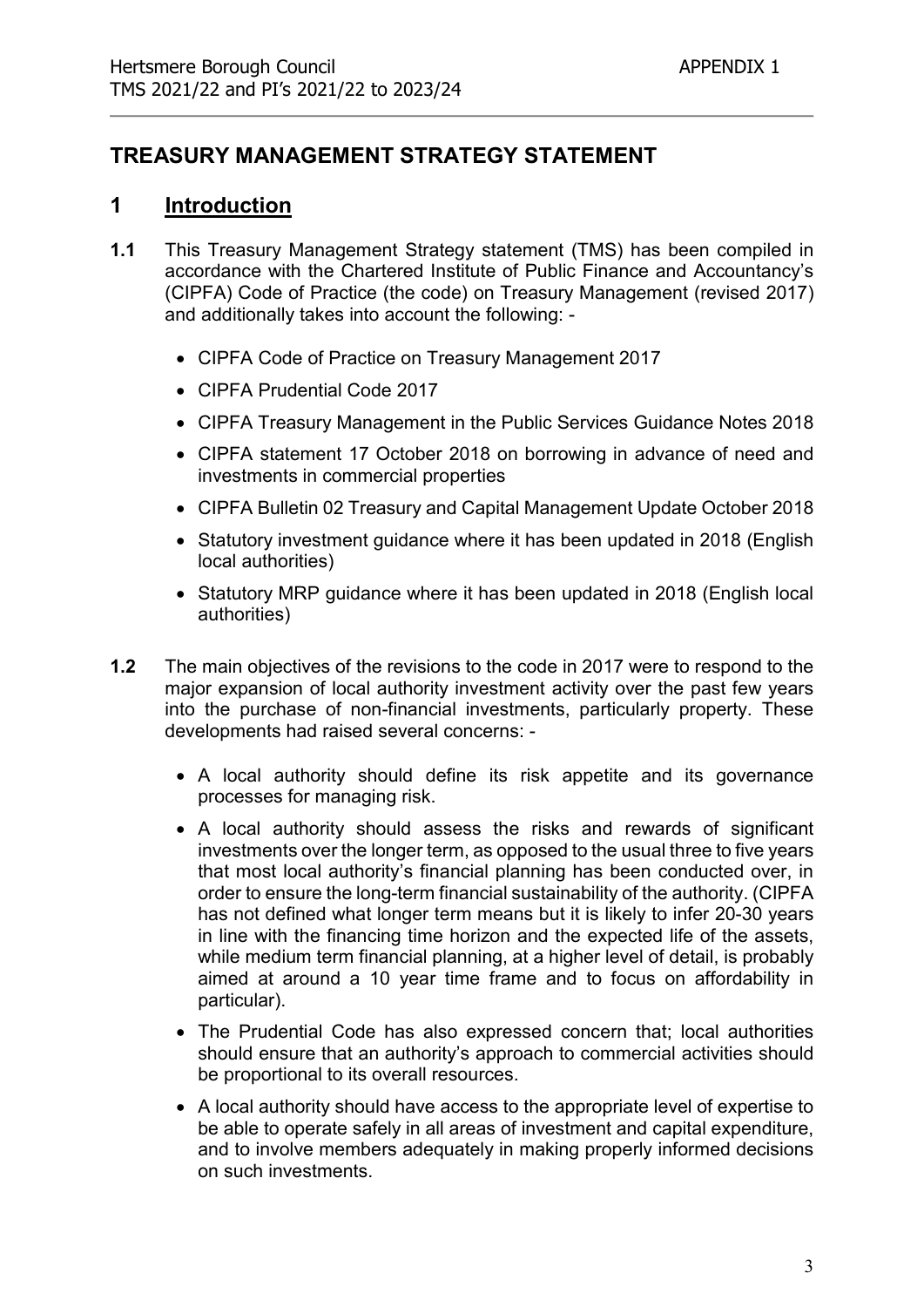# TREASURY MANAGEMENT STRATEGY STATEMENT

## 1 Introduction

**1.1** This Treasury Management Strategy statement (TMS) has been compiled in accordance with the Chartered Institute of Public Finance and Accountancy's (CIPFA) Code of Practice (the code) on Treasury Management (revised 2017) and additionally takes into account the following: -

- CIPFA Code of Practice on Treasury Management 2017
- CIPFA Prudential Code 2017
- CIPFA Treasury Management in the Public Services Guidance Notes 2018
- CIPFA statement 17 October 2018 on borrowing in advance of need and investments in commercial properties
- CIPFA Bulletin 02 Treasury and Capital Management Update October 2018
- Statutory investment guidance where it has been updated in 2018 (English local authorities)
- Statutory MRP guidance where it has been updated in 2018 (English local authorities)

**1.2** The main objectives of the revisions to the code in 2017 were to respond to the major expansion of local authority investment activity over the past few years into the purchase of non-financial investments, particularly property. These developments had raised several concerns: -

- A local authority should define its risk appetite and its governance processes for managing risk.
- A local authority should assess the risks and rewards of significant investments over the longer term, as opposed to the usual three to five years that most local authority's financial planning has been conducted over, in order to ensure the long-term financial sustainability of the authority. (CIPFA has not defined what longer term means but it is likely to infer 20-30 years in line with the financing time horizon and the expected life of the assets, while medium term financial planning, at a higher level of detail, is probably aimed at around a 10 year time frame and to focus on affordability in particular).
- The Prudential Code has also expressed concern that; local authorities should ensure that an authority's approach to commercial activities should be proportional to its overall resources.
- A local authority should have access to the appropriate level of expertise to be able to operate safely in all areas of investment and capital expenditure, and to involve members adequately in making properly informed decisions on such investments.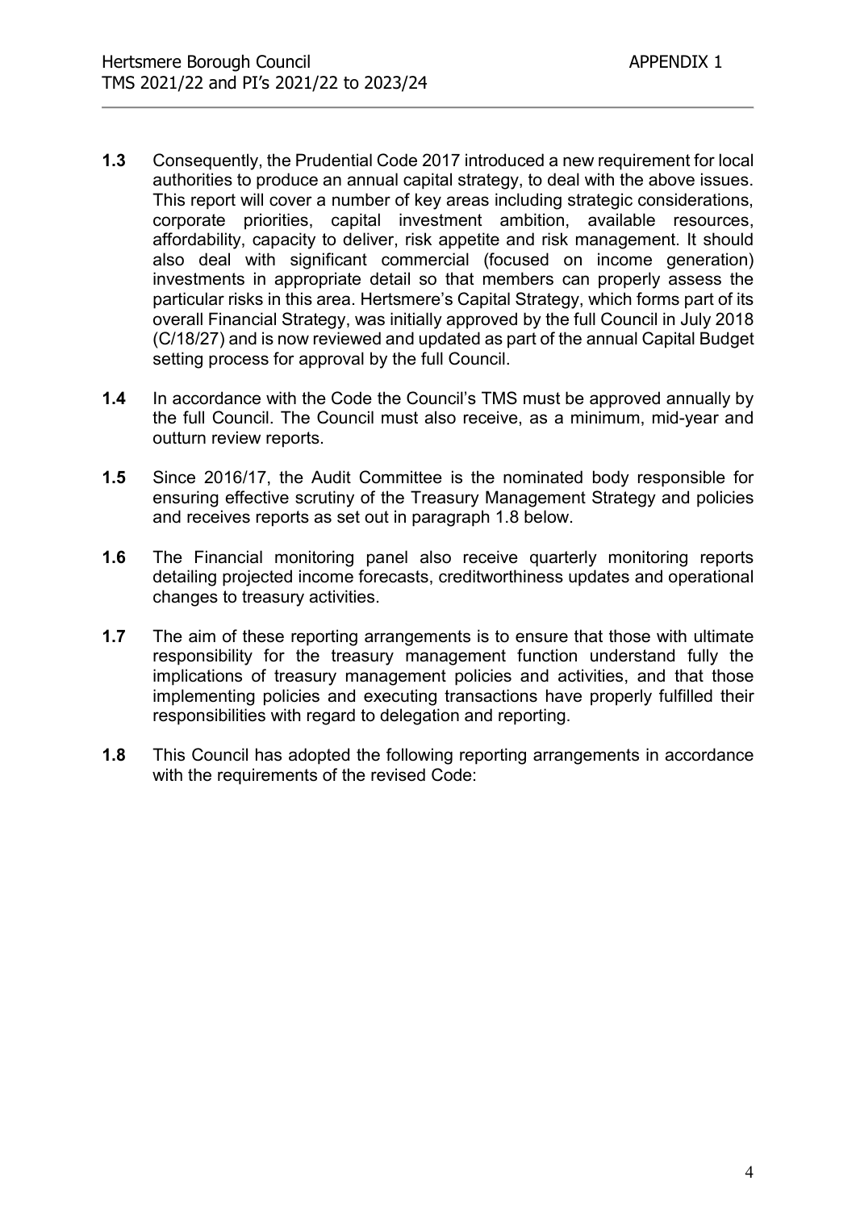**1.3** Consequently, the Prudential Code 2017 introduced a new requirement for local authorities to produce an annual capital strategy, to deal with the above issues. This report will cover a number of key areas including strategic considerations, corporate priorities, capital investment ambition, available resources, affordability, capacity to deliver, risk appetite and risk management. It should also deal with significant commercial (focused on income generation) investments in appropriate detail so that members can properly assess the particular risks in this area. Hertsmere's Capital Strategy, which forms part of its overall Financial Strategy, was initially approved by the full Council in July 2018 (C/18/27) and is now reviewed and updated as part of the annual Capital Budget setting process for approval by the full Council.

**1.4** In accordance with the Code the Council's TMS must be approved annually by the full Council. The Council must also receive, as a minimum, mid-year and outturn review reports.

**1.5** Since 2016/17, the Audit Committee is the nominated body responsible for ensuring effective scrutiny of the Treasury Management Strategy and policies and receives reports as set out in paragraph 1.8 below.

**1.6** The Financial monitoring panel also receive quarterly monitoring reports detailing projected income forecasts, creditworthiness updates and operational changes to treasury activities.

**1.7** The aim of these reporting arrangements is to ensure that those with ultimate responsibility for the treasury management function understand fully the implications of treasury management policies and activities, and that those implementing policies and executing transactions have properly fulfilled their responsibilities with regard to delegation and reporting.

**1.8** This Council has adopted the following reporting arrangements in accordance with the requirements of the revised Code: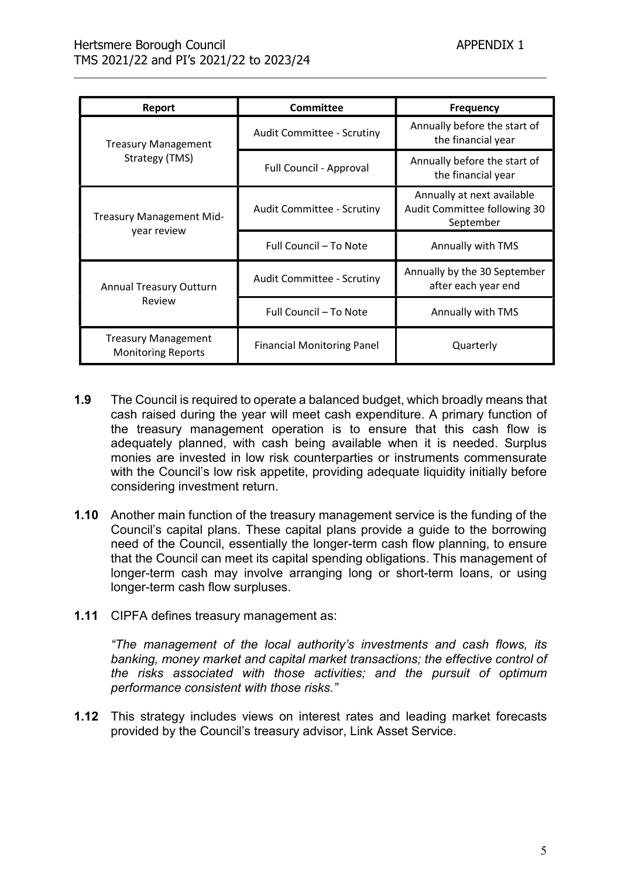| Report | Committee | Frequency |
|---|---|---|
| Treasury Management Strategy (TMS) | Audit Committee - Scrutiny | Annually before the start of the financial year |
| | Full Council - Approval | Annually before the start of the financial year |
| Treasury Management Mid-year review | Audit Committee - Scrutiny | Annually at next available Audit Committee following 30 September |
| | Full Council – To Note | Annually with TMS |
| Annual Treasury Outturn Review | Audit Committee - Scrutiny | Annually by the 30 September after each year end |
| | Full Council – To Note | Annually with TMS |
| Treasury Management Monitoring Reports | Financial Monitoring Panel | Quarterly |

**1.9** The Council is required to operate a balanced budget, which broadly means that cash raised during the year will meet cash expenditure. A primary function of the treasury management operation is to ensure that this cash flow is adequately planned, with cash being available when it is needed. Surplus monies are invested in low risk counterparties or instruments commensurate with the Council's low risk appetite, providing adequate liquidity initially before considering investment return.

**1.10** Another main function of the treasury management service is the funding of the Council's capital plans. These capital plans provide a guide to the borrowing need of the Council, essentially the longer-term cash flow planning, to ensure that the Council can meet its capital spending obligations. This management of longer-term cash may involve arranging long or short-term loans, or using longer-term cash flow surpluses.

**1.11** CIPFA defines treasury management as:

*"The management of the local authority's investments and cash flows, its banking, money market and capital market transactions; the effective control of the risks associated with those activities; and the pursuit of optimum performance consistent with those risks."*

**1.12** This strategy includes views on interest rates and leading market forecasts provided by the Council's treasury advisor, Link Asset Service.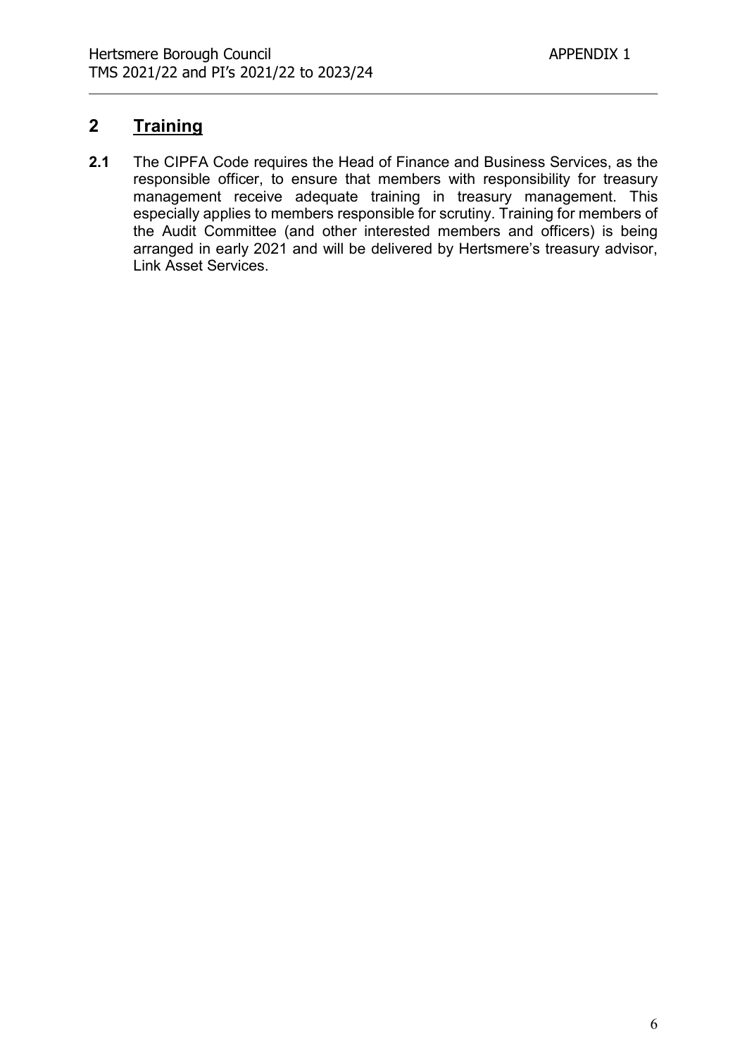## 2 Training

**2.1** The CIPFA Code requires the Head of Finance and Business Services, as the responsible officer, to ensure that members with responsibility for treasury management receive adequate training in treasury management. This especially applies to members responsible for scrutiny. Training for members of the Audit Committee (and other interested members and officers) is being arranged in early 2021 and will be delivered by Hertsmere's treasury advisor, Link Asset Services.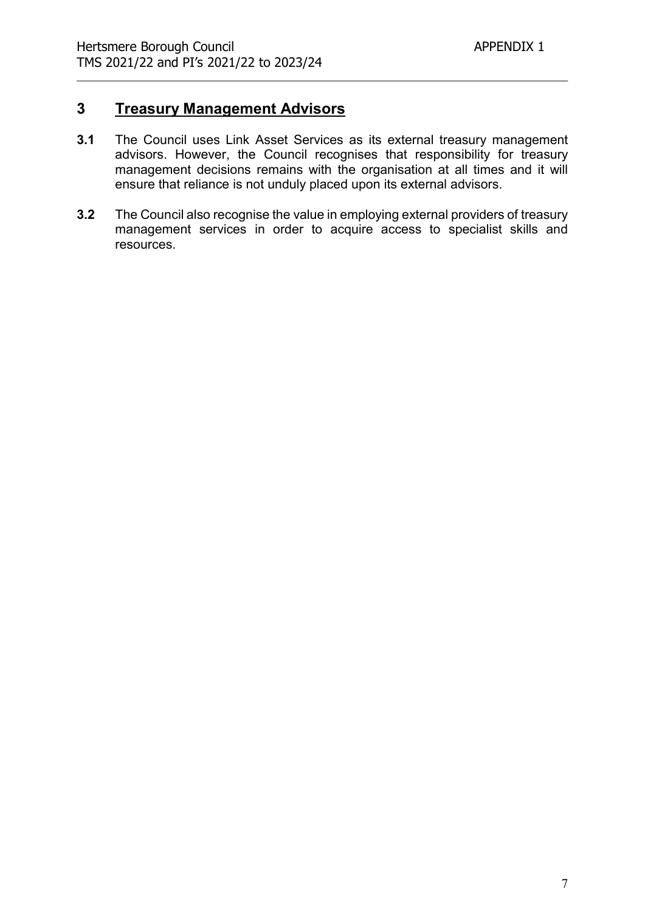## 3 Treasury Management Advisors

**3.1** The Council uses Link Asset Services as its external treasury management advisors. However, the Council recognises that responsibility for treasury management decisions remains with the organisation at all times and it will ensure that reliance is not unduly placed upon its external advisors.

**3.2** The Council also recognise the value in employing external providers of treasury management services in order to acquire access to specialist skills and resources.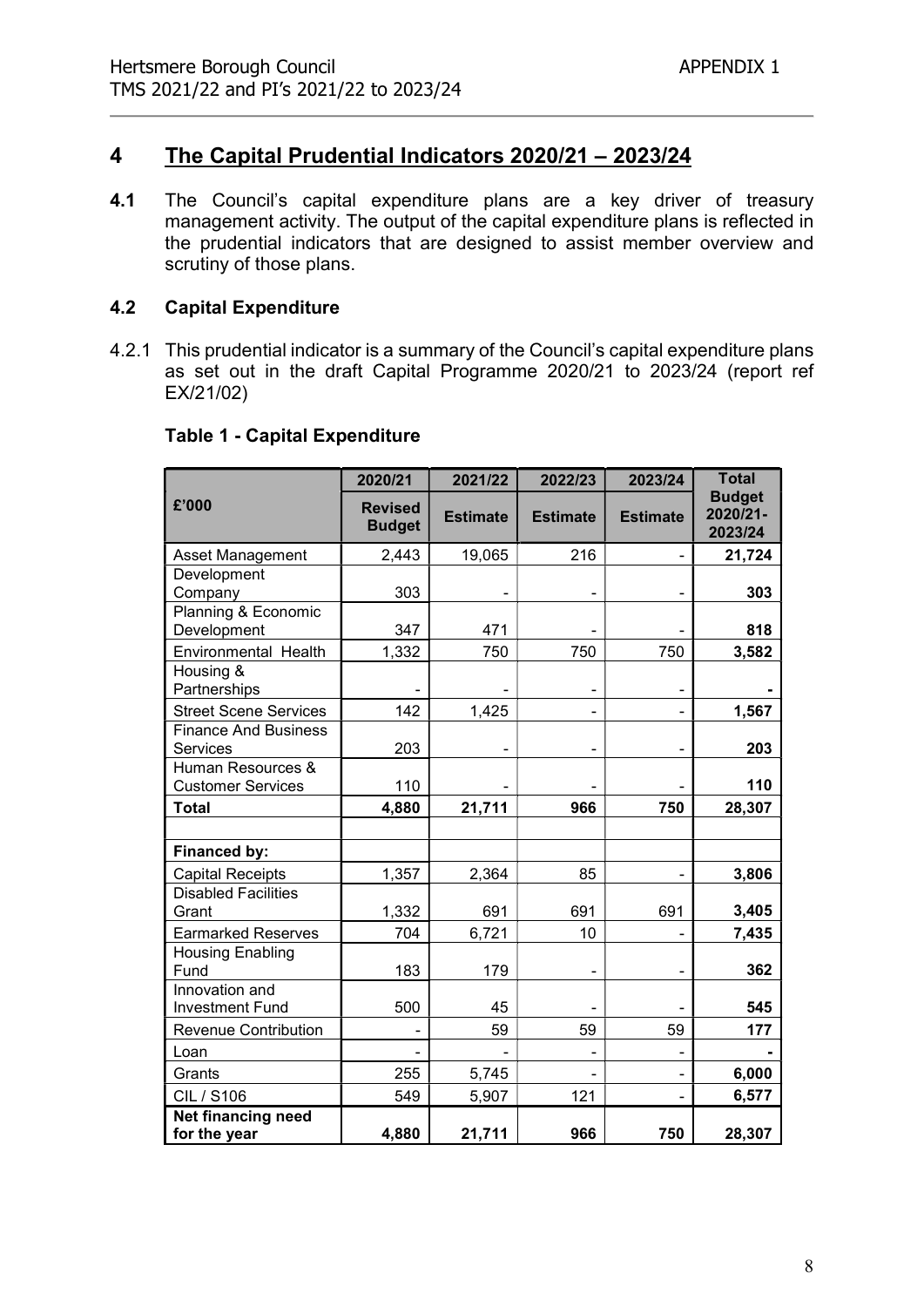## 4 The Capital Prudential Indicators 2020/21 – 2023/24

**4.1** The Council's capital expenditure plans are a key driver of treasury management activity. The output of the capital expenditure plans is reflected in the prudential indicators that are designed to assist member overview and scrutiny of those plans.

### 4.2 Capital Expenditure

4.2.1 This prudential indicator is a summary of the Council's capital expenditure plans as set out in the draft Capital Programme 2020/21 to 2023/24 (report ref EX/21/02)

**Table 1 - Capital Expenditure**

| £'000 | 2020/21 Revised Budget | 2021/22 Estimate | 2022/23 Estimate | 2023/24 Estimate | Total Budget 2020/21-2023/24 |
|---|---|---|---|---|---|
| Asset Management | 2,443 | 19,065 | 216 | - | **21,724** |
| Development Company | 303 | - | - | - | **303** |
| Planning & Economic Development | 347 | 471 | - | - | **818** |
| Environmental Health | 1,332 | 750 | 750 | 750 | **3,582** |
| Housing & Partnerships | - | - | - | - | **-** |
| Street Scene Services | 142 | 1,425 | - | - | **1,567** |
| Finance And Business Services | 203 | - | - | - | **203** |
| Human Resources & Customer Services | 110 | - | - | - | **110** |
| **Total** | **4,880** | **21,711** | **966** | **750** | **28,307** |
| | | | | | |
| **Financed by:** | | | | | |
| Capital Receipts | 1,357 | 2,364 | 85 | - | **3,806** |
| Disabled Facilities Grant | 1,332 | 691 | 691 | 691 | **3,405** |
| Earmarked Reserves | 704 | 6,721 | 10 | - | **7,435** |
| Housing Enabling Fund | 183 | 179 | - | - | **362** |
| Innovation and Investment Fund | 500 | 45 | - | - | **545** |
| Revenue Contribution | - | 59 | 59 | 59 | **177** |
| Loan | - | - | - | - | **-** |
| Grants | 255 | 5,745 | - | - | **6,000** |
| CIL / S106 | 549 | 5,907 | 121 | - | **6,577** |
| **Net financing need for the year** | **4,880** | **21,711** | **966** | **750** | **28,307** |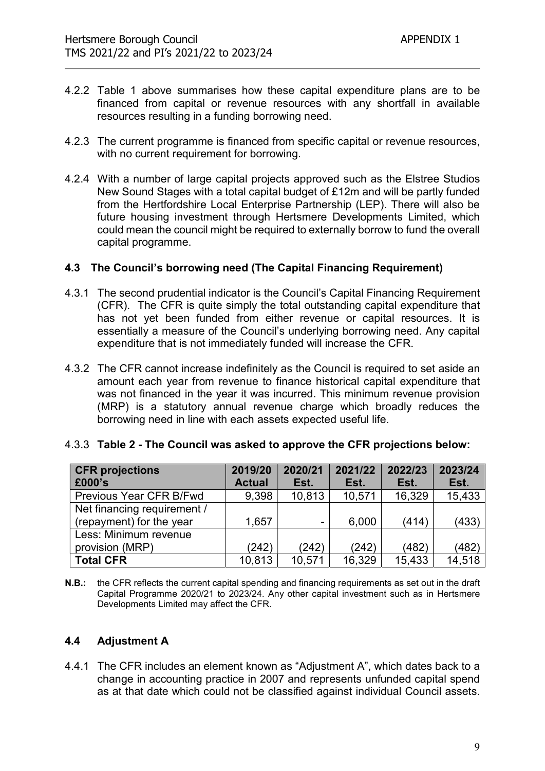4.2.2 Table 1 above summarises how these capital expenditure plans are to be financed from capital or revenue resources with any shortfall in available resources resulting in a funding borrowing need.

4.2.3 The current programme is financed from specific capital or revenue resources, with no current requirement for borrowing.

4.2.4 With a number of large capital projects approved such as the Elstree Studios New Sound Stages with a total capital budget of £12m and will be partly funded from the Hertfordshire Local Enterprise Partnership (LEP). There will also be future housing investment through Hertsmere Developments Limited, which could mean the council might be required to externally borrow to fund the overall capital programme.

### 4.3 The Council's borrowing need (The Capital Financing Requirement)

4.3.1 The second prudential indicator is the Council's Capital Financing Requirement (CFR). The CFR is quite simply the total outstanding capital expenditure that has not yet been funded from either revenue or capital resources. It is essentially a measure of the Council's underlying borrowing need. Any capital expenditure that is not immediately funded will increase the CFR.

4.3.2 The CFR cannot increase indefinitely as the Council is required to set aside an amount each year from revenue to finance historical capital expenditure that was not financed in the year it was incurred. This minimum revenue provision (MRP) is a statutory annual revenue charge which broadly reduces the borrowing need in line with each assets expected useful life.

4.3.3 **Table 2 - The Council was asked to approve the CFR projections below:**

| CFR projections £000's | 2019/20 Actual | 2020/21 Est. | 2021/22 Est. | 2022/23 Est. | 2023/24 Est. |
|---|---|---|---|---|---|
| Previous Year CFR B/Fwd | 9,398 | 10,813 | 10,571 | 16,329 | 15,433 |
| Net financing requirement / (repayment) for the year | 1,657 | - | 6,000 | (414) | (433) |
| Less: Minimum revenue provision (MRP) | (242) | (242) | (242) | (482) | (482) |
| **Total CFR** | 10,813 | 10,571 | 16,329 | 15,433 | 14,518 |

**N.B.:** the CFR reflects the current capital spending and financing requirements as set out in the draft Capital Programme 2020/21 to 2023/24. Any other capital investment such as in Hertsmere Developments Limited may affect the CFR.

### 4.4 Adjustment A

4.4.1 The CFR includes an element known as "Adjustment A", which dates back to a change in accounting practice in 2007 and represents unfunded capital spend as at that date which could not be classified against individual Council assets.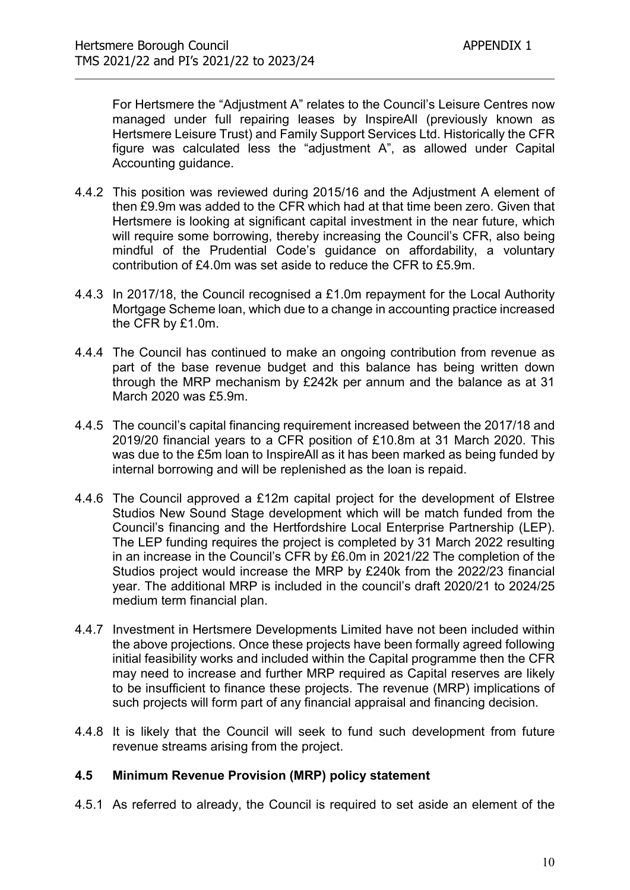For Hertsmere the "Adjustment A" relates to the Council's Leisure Centres now managed under full repairing leases by InspireAll (previously known as Hertsmere Leisure Trust) and Family Support Services Ltd. Historically the CFR figure was calculated less the "adjustment A", as allowed under Capital Accounting guidance.

4.4.2 This position was reviewed during 2015/16 and the Adjustment A element of then £9.9m was added to the CFR which had at that time been zero. Given that Hertsmere is looking at significant capital investment in the near future, which will require some borrowing, thereby increasing the Council's CFR, also being mindful of the Prudential Code's guidance on affordability, a voluntary contribution of £4.0m was set aside to reduce the CFR to £5.9m.

4.4.3 In 2017/18, the Council recognised a £1.0m repayment for the Local Authority Mortgage Scheme loan, which due to a change in accounting practice increased the CFR by £1.0m.

4.4.4 The Council has continued to make an ongoing contribution from revenue as part of the base revenue budget and this balance has being written down through the MRP mechanism by £242k per annum and the balance as at 31 March 2020 was £5.9m.

4.4.5 The council's capital financing requirement increased between the 2017/18 and 2019/20 financial years to a CFR position of £10.8m at 31 March 2020. This was due to the £5m loan to InspireAll as it has been marked as being funded by internal borrowing and will be replenished as the loan is repaid.

4.4.6 The Council approved a £12m capital project for the development of Elstree Studios New Sound Stage development which will be match funded from the Council's financing and the Hertfordshire Local Enterprise Partnership (LEP). The LEP funding requires the project is completed by 31 March 2022 resulting in an increase in the Council's CFR by £6.0m in 2021/22 The completion of the Studios project would increase the MRP by £240k from the 2022/23 financial year. The additional MRP is included in the council's draft 2020/21 to 2024/25 medium term financial plan.

4.4.7 Investment in Hertsmere Developments Limited have not been included within the above projections. Once these projects have been formally agreed following initial feasibility works and included within the Capital programme then the CFR may need to increase and further MRP required as Capital reserves are likely to be insufficient to finance these projects. The revenue (MRP) implications of such projects will form part of any financial appraisal and financing decision.

4.4.8 It is likely that the Council will seek to fund such development from future revenue streams arising from the project.

### 4.5 Minimum Revenue Provision (MRP) policy statement

4.5.1 As referred to already, the Council is required to set aside an element of the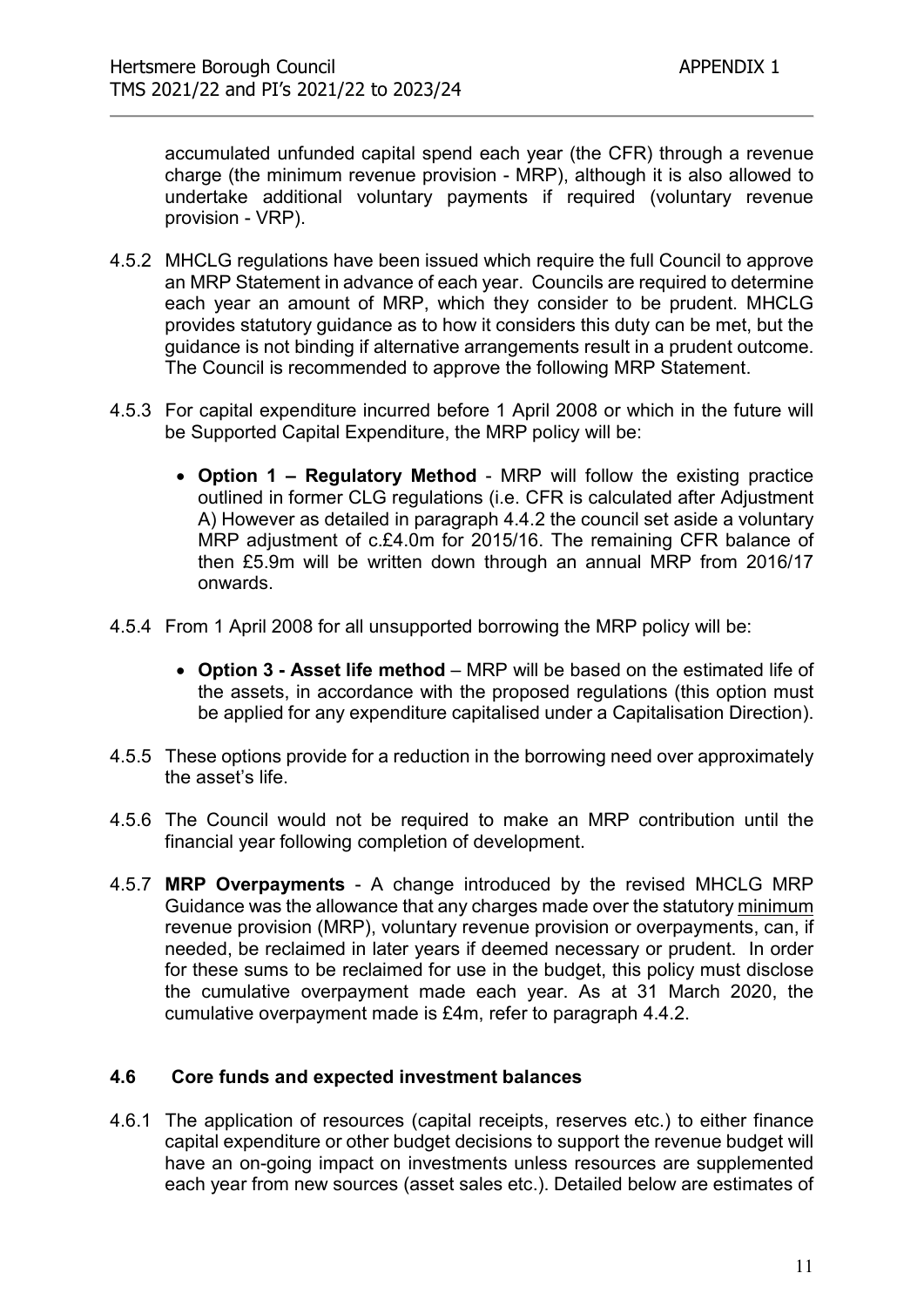accumulated unfunded capital spend each year (the CFR) through a revenue charge (the minimum revenue provision - MRP), although it is also allowed to undertake additional voluntary payments if required (voluntary revenue provision - VRP).

4.5.2 MHCLG regulations have been issued which require the full Council to approve an MRP Statement in advance of each year. Councils are required to determine each year an amount of MRP, which they consider to be prudent. MHCLG provides statutory guidance as to how it considers this duty can be met, but the guidance is not binding if alternative arrangements result in a prudent outcome. The Council is recommended to approve the following MRP Statement.

4.5.3 For capital expenditure incurred before 1 April 2008 or which in the future will be Supported Capital Expenditure, the MRP policy will be:

- **Option 1 – Regulatory Method** - MRP will follow the existing practice outlined in former CLG regulations (i.e. CFR is calculated after Adjustment A) However as detailed in paragraph 4.4.2 the council set aside a voluntary MRP adjustment of c.£4.0m for 2015/16. The remaining CFR balance of then £5.9m will be written down through an annual MRP from 2016/17 onwards.

4.5.4 From 1 April 2008 for all unsupported borrowing the MRP policy will be:

- **Option 3 - Asset life method** – MRP will be based on the estimated life of the assets, in accordance with the proposed regulations (this option must be applied for any expenditure capitalised under a Capitalisation Direction).

4.5.5 These options provide for a reduction in the borrowing need over approximately the asset's life.

4.5.6 The Council would not be required to make an MRP contribution until the financial year following completion of development.

4.5.7 **MRP Overpayments** - A change introduced by the revised MHCLG MRP Guidance was the allowance that any charges made over the statutory minimum revenue provision (MRP), voluntary revenue provision or overpayments, can, if needed, be reclaimed in later years if deemed necessary or prudent. In order for these sums to be reclaimed for use in the budget, this policy must disclose the cumulative overpayment made each year. As at 31 March 2020, the cumulative overpayment made is £4m, refer to paragraph 4.4.2.

### 4.6 Core funds and expected investment balances

4.6.1 The application of resources (capital receipts, reserves etc.) to either finance capital expenditure or other budget decisions to support the revenue budget will have an on-going impact on investments unless resources are supplemented each year from new sources (asset sales etc.). Detailed below are estimates of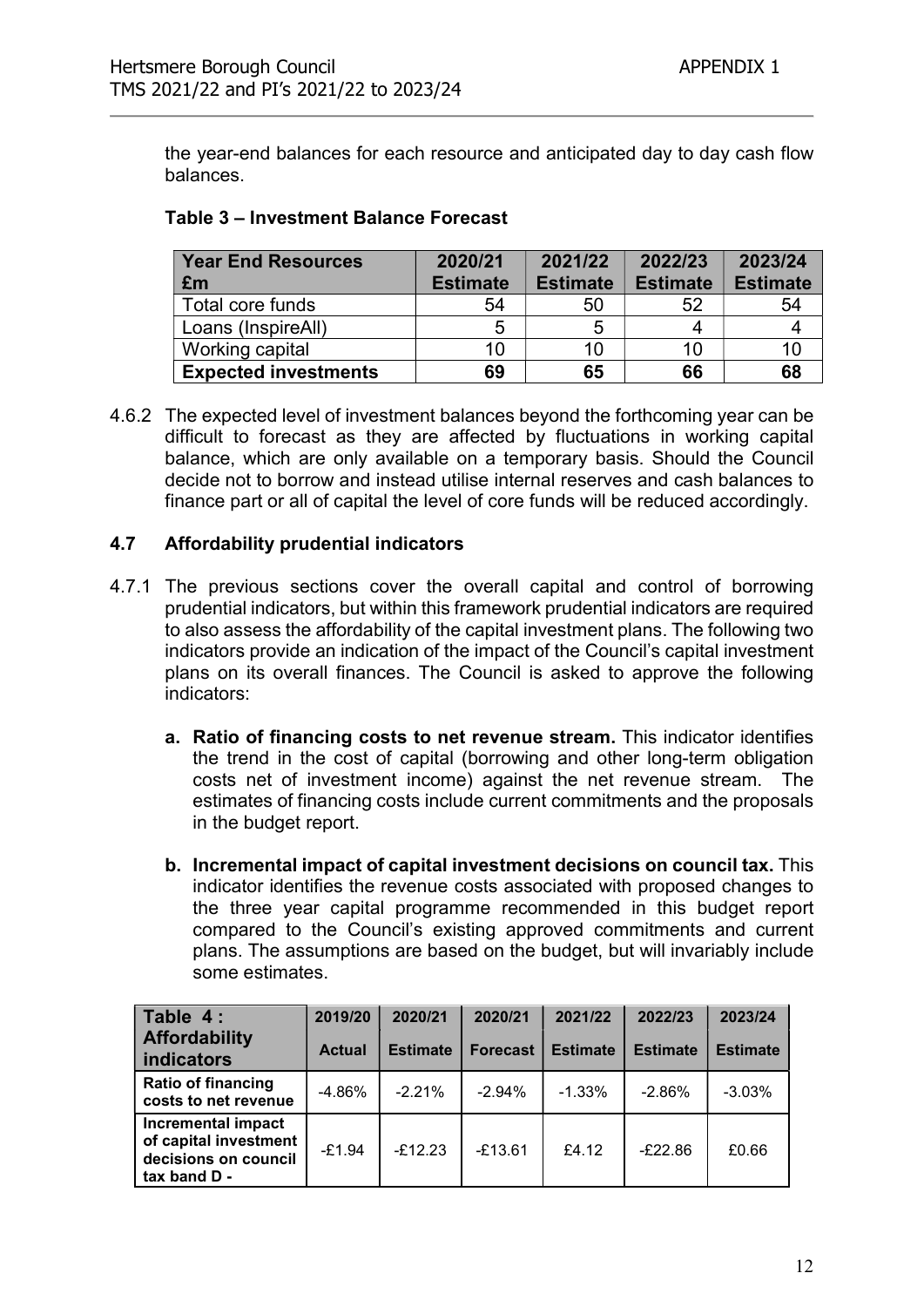the year-end balances for each resource and anticipated day to day cash flow balances.

**Table 3 – Investment Balance Forecast**

| Year End Resources £m | 2020/21 Estimate | 2021/22 Estimate | 2022/23 Estimate | 2023/24 Estimate |
|---|---|---|---|---|
| Total core funds | 54 | 50 | 52 | 54 |
| Loans (InspireAll) | 5 | 5 | 4 | 4 |
| Working capital | 10 | 10 | 10 | 10 |
| **Expected investments** | **69** | **65** | **66** | **68** |

4.6.2 The expected level of investment balances beyond the forthcoming year can be difficult to forecast as they are affected by fluctuations in working capital balance, which are only available on a temporary basis. Should the Council decide not to borrow and instead utilise internal reserves and cash balances to finance part or all of capital the level of core funds will be reduced accordingly.

### 4.7 Affordability prudential indicators

4.7.1 The previous sections cover the overall capital and control of borrowing prudential indicators, but within this framework prudential indicators are required to also assess the affordability of the capital investment plans. The following two indicators provide an indication of the impact of the Council's capital investment plans on its overall finances. The Council is asked to approve the following indicators:

**a. Ratio of financing costs to net revenue stream.** This indicator identifies the trend in the cost of capital (borrowing and other long-term obligation costs net of investment income) against the net revenue stream. The estimates of financing costs include current commitments and the proposals in the budget report.

**b. Incremental impact of capital investment decisions on council tax.** This indicator identifies the revenue costs associated with proposed changes to the three year capital programme recommended in this budget report compared to the Council's existing approved commitments and current plans. The assumptions are based on the budget, but will invariably include some estimates.

| Table 4 : Affordability indicators | 2019/20 Actual | 2020/21 Estimate | 2020/21 Forecast | 2021/22 Estimate | 2022/23 Estimate | 2023/24 Estimate |
|---|---|---|---|---|---|---|
| **Ratio of financing costs to net revenue** | -4.86% | -2.21% | -2.94% | -1.33% | -2.86% | -3.03% |
| **Incremental impact of capital investment decisions on council tax band D -** | -£1.94 | -£12.23 | -£13.61 | £4.12 | -£22.86 | £0.66 |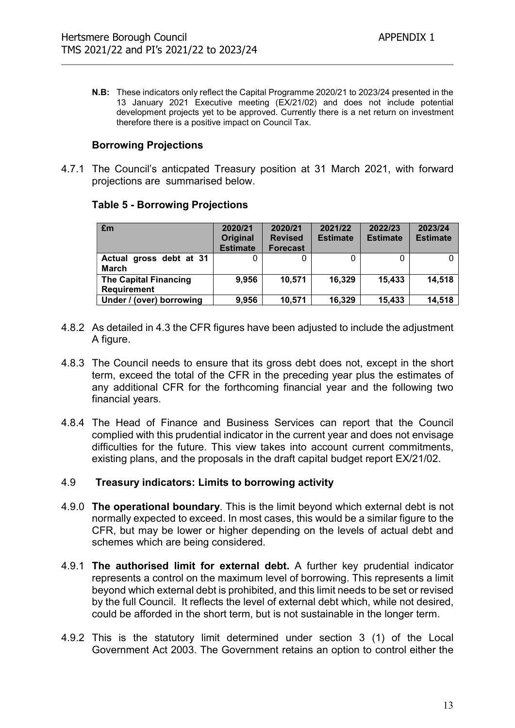**N.B:** These indicators only reflect the Capital Programme 2020/21 to 2023/24 presented in the 13 January 2021 Executive meeting (EX/21/02) and does not include potential development projects yet to be approved. Currently there is a net return on investment therefore there is a positive impact on Council Tax.

### Borrowing Projections

4.7.1 The Council's anticpated Treasury position at 31 March 2021, with forward projections are summarised below.

**Table 5 - Borrowing Projections**

| £m | 2020/21 Original Estimate | 2020/21 Revised Forecast | 2021/22 Estimate | 2022/23 Estimate | 2023/24 Estimate |
|---|---|---|---|---|---|
| **Actual gross debt at 31 March** | 0 | 0 | 0 | 0 | 0 |
| **The Capital Financing Requirement** | **9,956** | **10,571** | **16,329** | **15,433** | **14,518** |
| **Under / (over) borrowing** | **9,956** | **10,571** | **16,329** | **15,433** | **14,518** |

4.8.2 As detailed in 4.3 the CFR figures have been adjusted to include the adjustment A figure.

4.8.3 The Council needs to ensure that its gross debt does not, except in the short term, exceed the total of the CFR in the preceding year plus the estimates of any additional CFR for the forthcoming financial year and the following two financial years.

4.8.4 The Head of Finance and Business Services can report that the Council complied with this prudential indicator in the current year and does not envisage difficulties for the future. This view takes into account current commitments, existing plans, and the proposals in the draft capital budget report EX/21/02.

### 4.9 Treasury indicators: Limits to borrowing activity

4.9.0 **The operational boundary**. This is the limit beyond which external debt is not normally expected to exceed. In most cases, this would be a similar figure to the CFR, but may be lower or higher depending on the levels of actual debt and schemes which are being considered.

4.9.1 **The authorised limit for external debt.** A further key prudential indicator represents a control on the maximum level of borrowing. This represents a limit beyond which external debt is prohibited, and this limit needs to be set or revised by the full Council. It reflects the level of external debt which, while not desired, could be afforded in the short term, but is not sustainable in the longer term.

4.9.2 This is the statutory limit determined under section 3 (1) of the Local Government Act 2003. The Government retains an option to control either the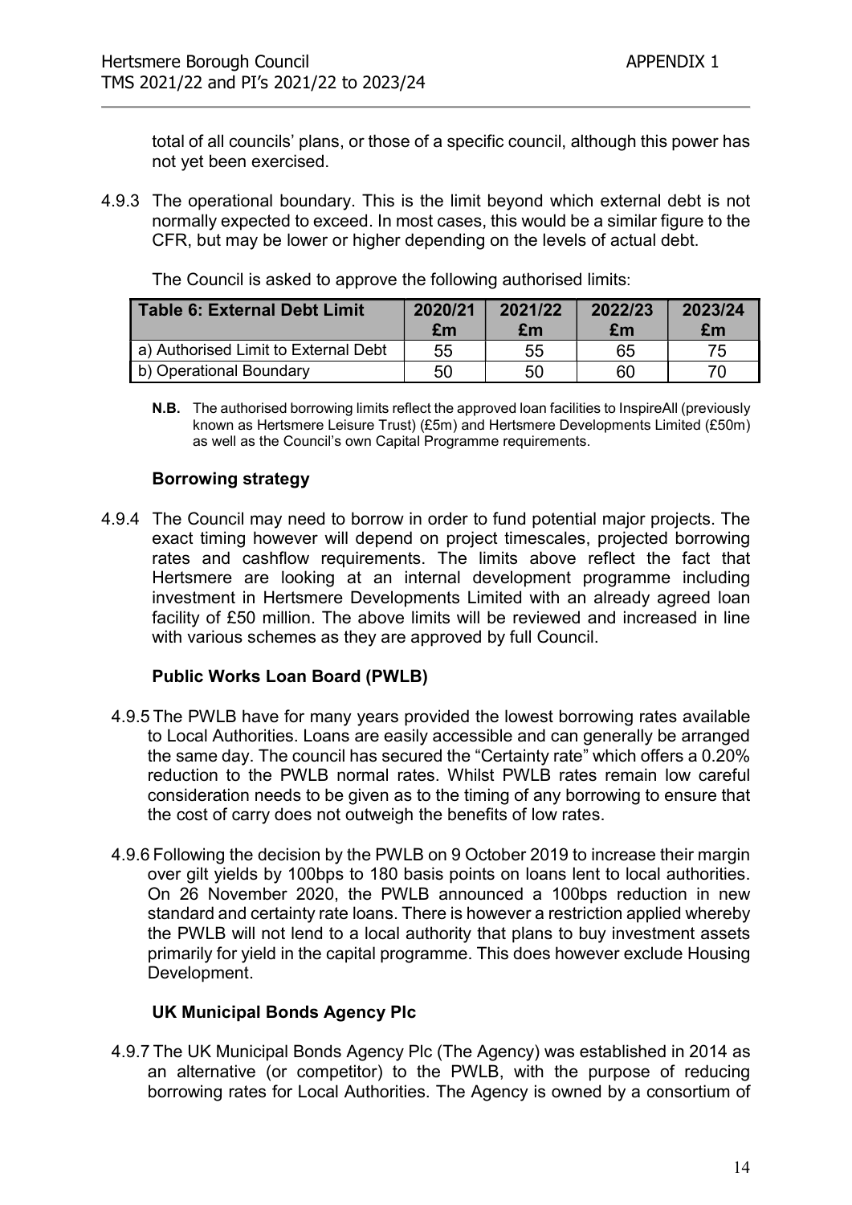total of all councils' plans, or those of a specific council, although this power has not yet been exercised.

4.9.3 The operational boundary. This is the limit beyond which external debt is not normally expected to exceed. In most cases, this would be a similar figure to the CFR, but may be lower or higher depending on the levels of actual debt.

The Council is asked to approve the following authorised limits:

| Table 6: External Debt Limit | 2020/21 £m | 2021/22 £m | 2022/23 £m | 2023/24 £m |
|---|---|---|---|---|
| a) Authorised Limit to External Debt | 55 | 55 | 65 | 75 |
| b) Operational Boundary | 50 | 50 | 60 | 70 |

**N.B.** The authorised borrowing limits reflect the approved loan facilities to InspireAll (previously known as Hertsmere Leisure Trust) (£5m) and Hertsmere Developments Limited (£50m) as well as the Council's own Capital Programme requirements.

**Borrowing strategy**

4.9.4 The Council may need to borrow in order to fund potential major projects. The exact timing however will depend on project timescales, projected borrowing rates and cashflow requirements. The limits above reflect the fact that Hertsmere are looking at an internal development programme including investment in Hertsmere Developments Limited with an already agreed loan facility of £50 million. The above limits will be reviewed and increased in line with various schemes as they are approved by full Council.

**Public Works Loan Board (PWLB)**

4.9.5 The PWLB have for many years provided the lowest borrowing rates available to Local Authorities. Loans are easily accessible and can generally be arranged the same day. The council has secured the "Certainty rate" which offers a 0.20% reduction to the PWLB normal rates. Whilst PWLB rates remain low careful consideration needs to be given as to the timing of any borrowing to ensure that the cost of carry does not outweigh the benefits of low rates.

4.9.6 Following the decision by the PWLB on 9 October 2019 to increase their margin over gilt yields by 100bps to 180 basis points on loans lent to local authorities. On 26 November 2020, the PWLB announced a 100bps reduction in new standard and certainty rate loans. There is however a restriction applied whereby the PWLB will not lend to a local authority that plans to buy investment assets primarily for yield in the capital programme. This does however exclude Housing Development.

**UK Municipal Bonds Agency Plc**

4.9.7 The UK Municipal Bonds Agency Plc (The Agency) was established in 2014 as an alternative (or competitor) to the PWLB, with the purpose of reducing borrowing rates for Local Authorities. The Agency is owned by a consortium of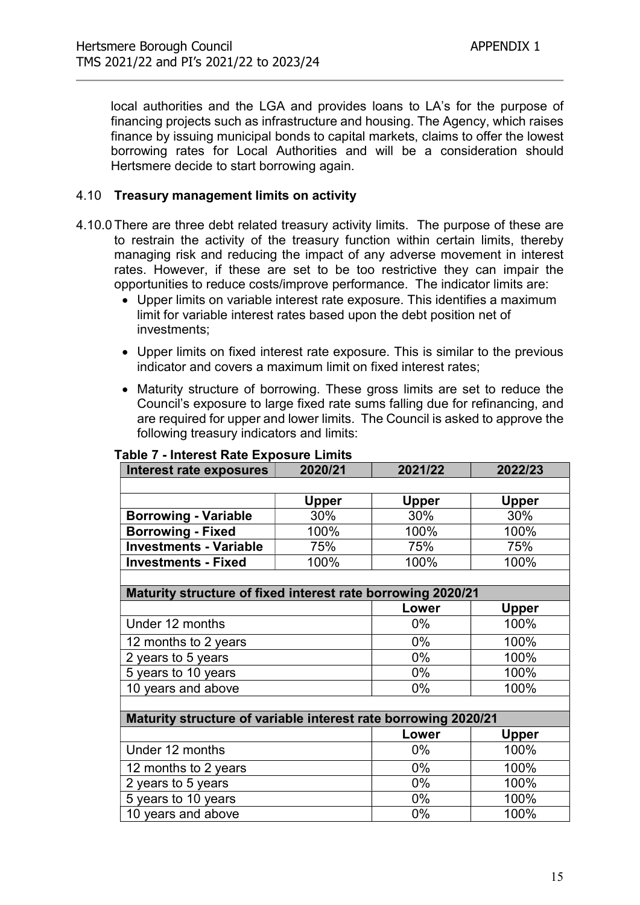local authorities and the LGA and provides loans to LA's for the purpose of financing projects such as infrastructure and housing. The Agency, which raises finance by issuing municipal bonds to capital markets, claims to offer the lowest borrowing rates for Local Authorities and will be a consideration should Hertsmere decide to start borrowing again.

## 4.10 Treasury management limits on activity

4.10.0 There are three debt related treasury activity limits. The purpose of these are to restrain the activity of the treasury function within certain limits, thereby managing risk and reducing the impact of any adverse movement in interest rates. However, if these are set to be too restrictive they can impair the opportunities to reduce costs/improve performance. The indicator limits are:

- Upper limits on variable interest rate exposure. This identifies a maximum limit for variable interest rates based upon the debt position net of investments;
- Upper limits on fixed interest rate exposure. This is similar to the previous indicator and covers a maximum limit on fixed interest rates;
- Maturity structure of borrowing. These gross limits are set to reduce the Council's exposure to large fixed rate sums falling due for refinancing, and are required for upper and lower limits. The Council is asked to approve the following treasury indicators and limits:

**Table 7 - Interest Rate Exposure Limits**

| Interest rate exposures | 2020/21 | 2021/22 | 2022/23 |
|---|---|---|---|
| | **Upper** | **Upper** | **Upper** |
| **Borrowing - Variable** | 30% | 30% | 30% |
| **Borrowing - Fixed** | 100% | 100% | 100% |
| **Investments - Variable** | 75% | 75% | 75% |
| **Investments - Fixed** | 100% | 100% | 100% |

| Maturity structure of fixed interest rate borrowing 2020/21 | Lower | Upper |
|---|---|---|
| Under 12 months | 0% | 100% |
| 12 months to 2 years | 0% | 100% |
| 2 years to 5 years | 0% | 100% |
| 5 years to 10 years | 0% | 100% |
| 10 years and above | 0% | 100% |

| Maturity structure of variable interest rate borrowing 2020/21 | Lower | Upper |
|---|---|---|
| Under 12 months | 0% | 100% |
| 12 months to 2 years | 0% | 100% |
| 2 years to 5 years | 0% | 100% |
| 5 years to 10 years | 0% | 100% |
| 10 years and above | 0% | 100% |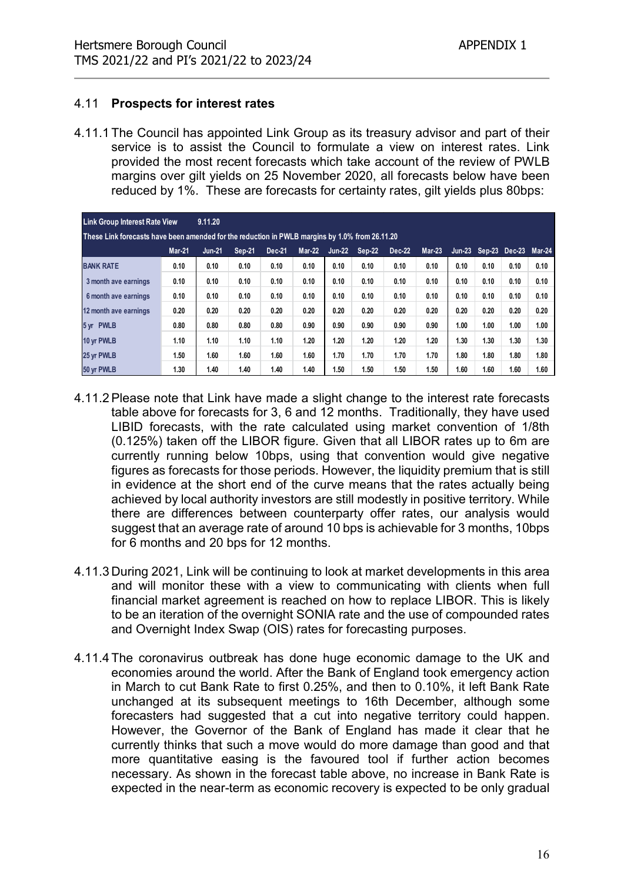## 4.11 **Prospects for interest rates**

4.11.1 The Council has appointed Link Group as its treasury advisor and part of their service is to assist the Council to formulate a view on interest rates. Link provided the most recent forecasts which take account of the review of PWLB margins over gilt yields on 25 November 2020, all forecasts below have been reduced by 1%. These are forecasts for certainty rates, gilt yields plus 80bps:

| Link Group Interest Rate View 9.11.20 | | | | | | | | | | | | | |
|---|---|---|---|---|---|---|---|---|---|---|---|---|---|
| These Link forecasts have been amended for the reduction in PWLB margins by 1.0% from 26.11.20 | | | | | | | | | | | | | |
| | Mar-21 | Jun-21 | Sep-21 | Dec-21 | Mar-22 | Jun-22 | Sep-22 | Dec-22 | Mar-23 | Jun-23 | Sep-23 | Dec-23 | Mar-24 |
| BANK RATE | 0.10 | 0.10 | 0.10 | 0.10 | 0.10 | 0.10 | 0.10 | 0.10 | 0.10 | 0.10 | 0.10 | 0.10 | 0.10 |
| 3 month ave earnings | 0.10 | 0.10 | 0.10 | 0.10 | 0.10 | 0.10 | 0.10 | 0.10 | 0.10 | 0.10 | 0.10 | 0.10 | 0.10 |
| 6 month ave earnings | 0.10 | 0.10 | 0.10 | 0.10 | 0.10 | 0.10 | 0.10 | 0.10 | 0.10 | 0.10 | 0.10 | 0.10 | 0.10 |
| 12 month ave earnings | 0.20 | 0.20 | 0.20 | 0.20 | 0.20 | 0.20 | 0.20 | 0.20 | 0.20 | 0.20 | 0.20 | 0.20 | 0.20 |
| 5 yr PWLB | 0.80 | 0.80 | 0.80 | 0.80 | 0.90 | 0.90 | 0.90 | 0.90 | 0.90 | 1.00 | 1.00 | 1.00 | 1.00 |
| 10 yr PWLB | 1.10 | 1.10 | 1.10 | 1.10 | 1.20 | 1.20 | 1.20 | 1.20 | 1.20 | 1.30 | 1.30 | 1.30 | 1.30 |
| 25 yr PWLB | 1.50 | 1.60 | 1.60 | 1.60 | 1.60 | 1.70 | 1.70 | 1.70 | 1.70 | 1.80 | 1.80 | 1.80 | 1.80 |
| 50 yr PWLB | 1.30 | 1.40 | 1.40 | 1.40 | 1.40 | 1.50 | 1.50 | 1.50 | 1.50 | 1.60 | 1.60 | 1.60 | 1.60 |

4.11.2 Please note that Link have made a slight change to the interest rate forecasts table above for forecasts for 3, 6 and 12 months. Traditionally, they have used LIBID forecasts, with the rate calculated using market convention of 1/8th (0.125%) taken off the LIBOR figure. Given that all LIBOR rates up to 6m are currently running below 10bps, using that convention would give negative figures as forecasts for those periods. However, the liquidity premium that is still in evidence at the short end of the curve means that the rates actually being achieved by local authority investors are still modestly in positive territory. While there are differences between counterparty offer rates, our analysis would suggest that an average rate of around 10 bps is achievable for 3 months, 10bps for 6 months and 20 bps for 12 months.

4.11.3 During 2021, Link will be continuing to look at market developments in this area and will monitor these with a view to communicating with clients when full financial market agreement is reached on how to replace LIBOR. This is likely to be an iteration of the overnight SONIA rate and the use of compounded rates and Overnight Index Swap (OIS) rates for forecasting purposes.

4.11.4 The coronavirus outbreak has done huge economic damage to the UK and economies around the world. After the Bank of England took emergency action in March to cut Bank Rate to first 0.25%, and then to 0.10%, it left Bank Rate unchanged at its subsequent meetings to 16th December, although some forecasters had suggested that a cut into negative territory could happen. However, the Governor of the Bank of England has made it clear that he currently thinks that such a move would do more damage than good and that more quantitative easing is the favoured tool if further action becomes necessary. As shown in the forecast table above, no increase in Bank Rate is expected in the near-term as economic recovery is expected to be only gradual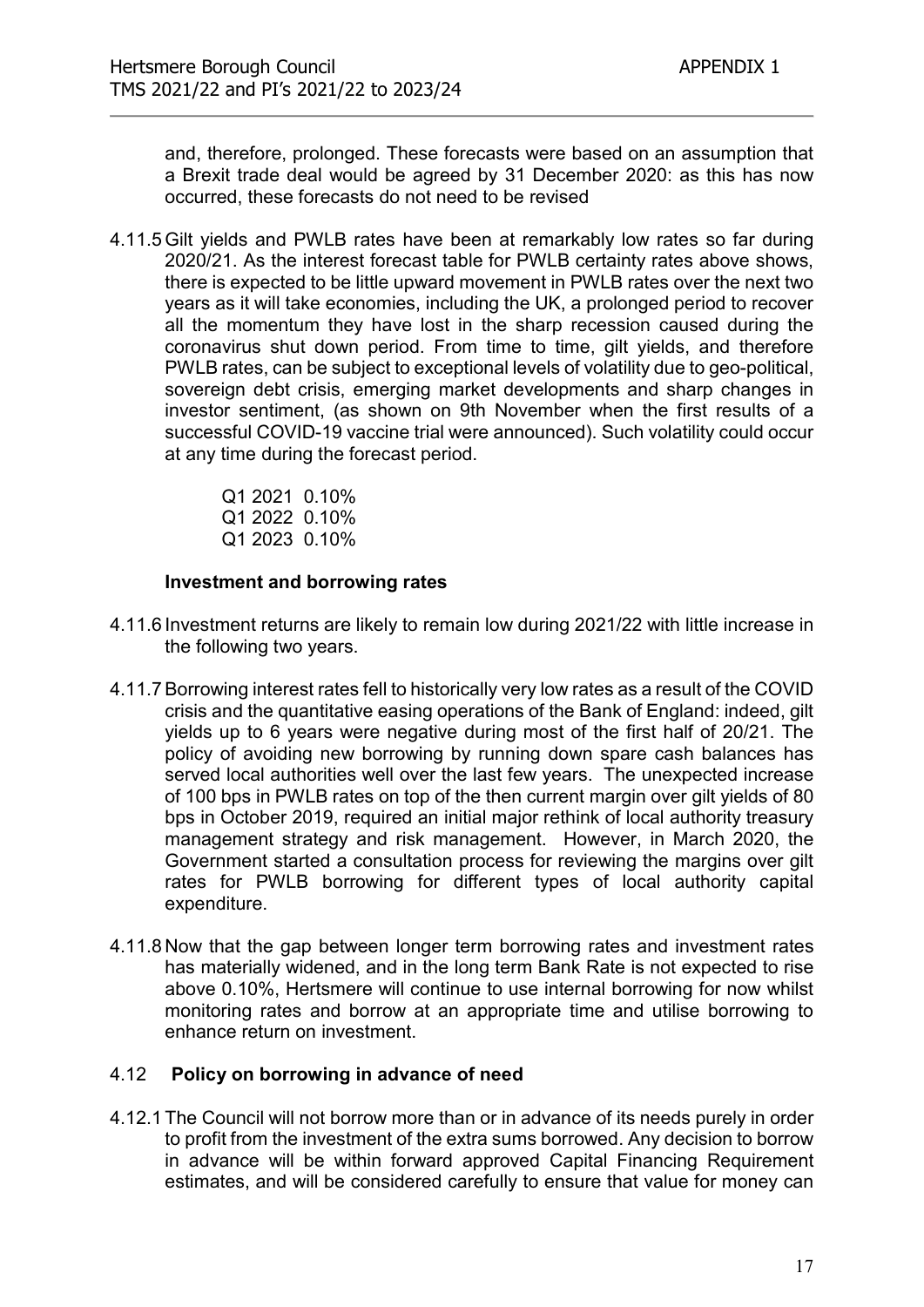and, therefore, prolonged. These forecasts were based on an assumption that a Brexit trade deal would be agreed by 31 December 2020: as this has now occurred, these forecasts do not need to be revised

4.11.5 Gilt yields and PWLB rates have been at remarkably low rates so far during 2020/21. As the interest forecast table for PWLB certainty rates above shows, there is expected to be little upward movement in PWLB rates over the next two years as it will take economies, including the UK, a prolonged period to recover all the momentum they have lost in the sharp recession caused during the coronavirus shut down period. From time to time, gilt yields, and therefore PWLB rates, can be subject to exceptional levels of volatility due to geo-political, sovereign debt crisis, emerging market developments and sharp changes in investor sentiment, (as shown on 9th November when the first results of a successful COVID-19 vaccine trial were announced). Such volatility could occur at any time during the forecast period.

Q1 2021 0.10%
Q1 2022 0.10%
Q1 2023 0.10%

**Investment and borrowing rates**

4.11.6 Investment returns are likely to remain low during 2021/22 with little increase in the following two years.

4.11.7 Borrowing interest rates fell to historically very low rates as a result of the COVID crisis and the quantitative easing operations of the Bank of England: indeed, gilt yields up to 6 years were negative during most of the first half of 20/21. The policy of avoiding new borrowing by running down spare cash balances has served local authorities well over the last few years. The unexpected increase of 100 bps in PWLB rates on top of the then current margin over gilt yields of 80 bps in October 2019, required an initial major rethink of local authority treasury management strategy and risk management. However, in March 2020, the Government started a consultation process for reviewing the margins over gilt rates for PWLB borrowing for different types of local authority capital expenditure.

4.11.8 Now that the gap between longer term borrowing rates and investment rates has materially widened, and in the long term Bank Rate is not expected to rise above 0.10%, Hertsmere will continue to use internal borrowing for now whilst monitoring rates and borrow at an appropriate time and utilise borrowing to enhance return on investment.

## 4.12 Policy on borrowing in advance of need

4.12.1 The Council will not borrow more than or in advance of its needs purely in order to profit from the investment of the extra sums borrowed. Any decision to borrow in advance will be within forward approved Capital Financing Requirement estimates, and will be considered carefully to ensure that value for money can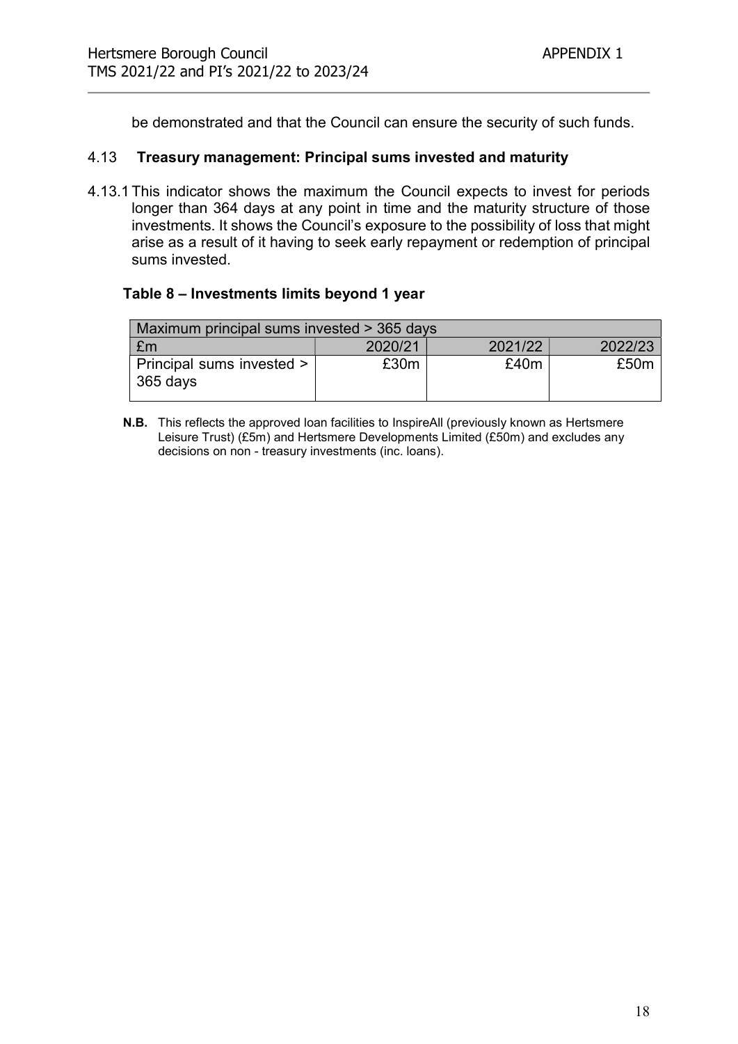be demonstrated and that the Council can ensure the security of such funds.

### 4.13 Treasury management: Principal sums invested and maturity

4.13.1 This indicator shows the maximum the Council expects to invest for periods longer than 364 days at any point in time and the maturity structure of those investments. It shows the Council's exposure to the possibility of loss that might arise as a result of it having to seek early repayment or redemption of principal sums invested.

**Table 8 – Investments limits beyond 1 year**

| Maximum principal sums invested > 365 days | | | |
|---|---|---|---|
| £m | 2020/21 | 2021/22 | 2022/23 |
| Principal sums invested > 365 days | £30m | £40m | £50m |

**N.B.** This reflects the approved loan facilities to InspireAll (previously known as Hertsmere Leisure Trust) (£5m) and Hertsmere Developments Limited (£50m) and excludes any decisions on non - treasury investments (inc. loans).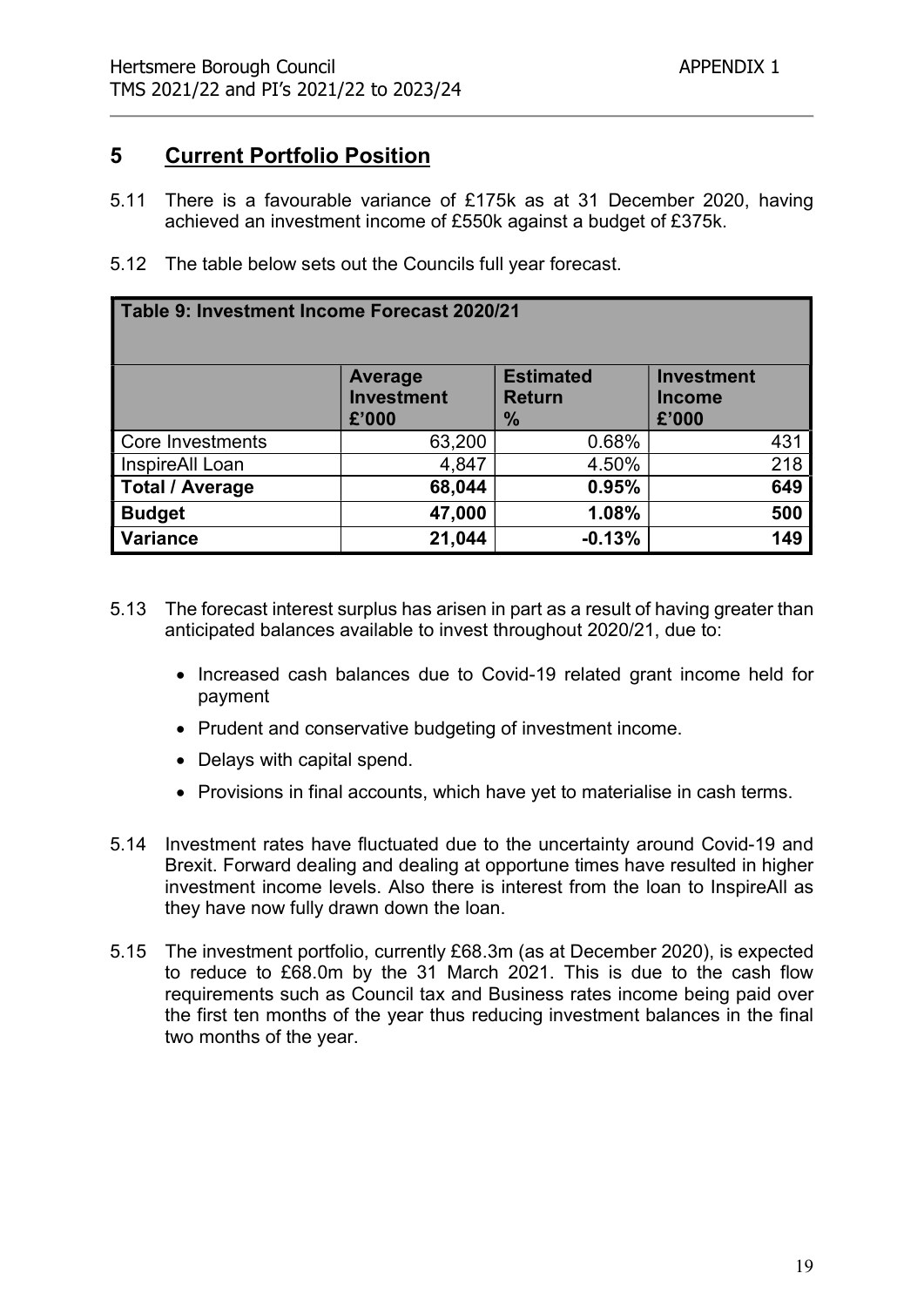## 5 Current Portfolio Position

5.11 There is a favourable variance of £175k as at 31 December 2020, having achieved an investment income of £550k against a budget of £375k.

5.12 The table below sets out the Councils full year forecast.

| Table 9: Investment Income Forecast 2020/21 | | | |
|---|---|---|---|
| | **Average Investment £'000** | **Estimated Return %** | **Investment Income £'000** |
| Core Investments | 63,200 | 0.68% | 431 |
| InspireAll Loan | 4,847 | 4.50% | 218 |
| **Total / Average** | **68,044** | **0.95%** | **649** |
| **Budget** | **47,000** | **1.08%** | **500** |
| **Variance** | **21,044** | **-0.13%** | **149** |

5.13 The forecast interest surplus has arisen in part as a result of having greater than anticipated balances available to invest throughout 2020/21, due to:

- Increased cash balances due to Covid-19 related grant income held for payment
- Prudent and conservative budgeting of investment income.
- Delays with capital spend.
- Provisions in final accounts, which have yet to materialise in cash terms.

5.14 Investment rates have fluctuated due to the uncertainty around Covid-19 and Brexit. Forward dealing and dealing at opportune times have resulted in higher investment income levels. Also there is interest from the loan to InspireAll as they have now fully drawn down the loan.

5.15 The investment portfolio, currently £68.3m (as at December 2020), is expected to reduce to £68.0m by the 31 March 2021. This is due to the cash flow requirements such as Council tax and Business rates income being paid over the first ten months of the year thus reducing investment balances in the final two months of the year.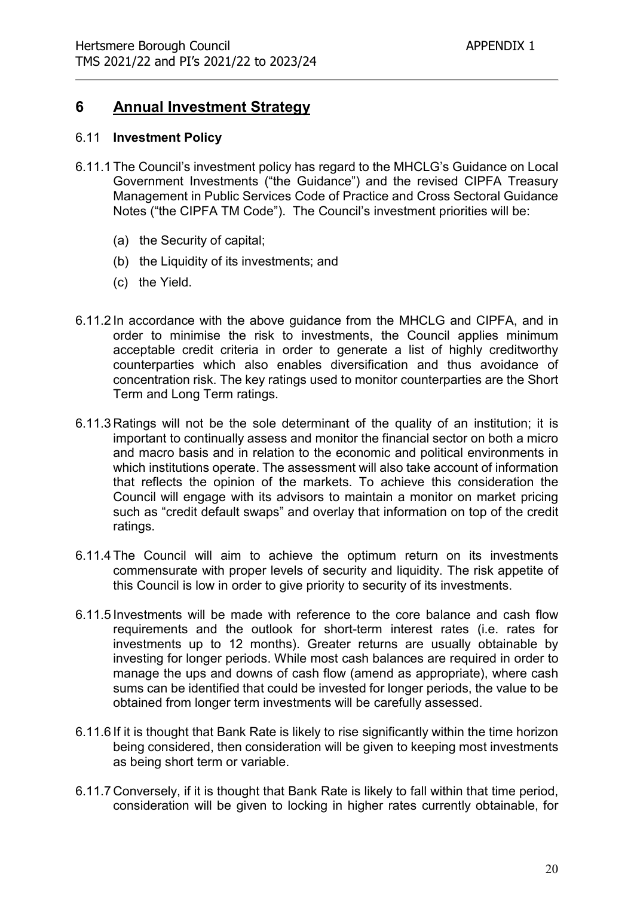# 6 Annual Investment Strategy

## 6.11 Investment Policy

6.11.1 The Council's investment policy has regard to the MHCLG's Guidance on Local Government Investments ("the Guidance") and the revised CIPFA Treasury Management in Public Services Code of Practice and Cross Sectoral Guidance Notes ("the CIPFA TM Code"). The Council's investment priorities will be:

(a) the Security of capital;

(b) the Liquidity of its investments; and

(c) the Yield.

6.11.2 In accordance with the above guidance from the MHCLG and CIPFA, and in order to minimise the risk to investments, the Council applies minimum acceptable credit criteria in order to generate a list of highly creditworthy counterparties which also enables diversification and thus avoidance of concentration risk. The key ratings used to monitor counterparties are the Short Term and Long Term ratings.

6.11.3 Ratings will not be the sole determinant of the quality of an institution; it is important to continually assess and monitor the financial sector on both a micro and macro basis and in relation to the economic and political environments in which institutions operate. The assessment will also take account of information that reflects the opinion of the markets. To achieve this consideration the Council will engage with its advisors to maintain a monitor on market pricing such as "credit default swaps" and overlay that information on top of the credit ratings.

6.11.4 The Council will aim to achieve the optimum return on its investments commensurate with proper levels of security and liquidity. The risk appetite of this Council is low in order to give priority to security of its investments.

6.11.5 Investments will be made with reference to the core balance and cash flow requirements and the outlook for short-term interest rates (i.e. rates for investments up to 12 months). Greater returns are usually obtainable by investing for longer periods. While most cash balances are required in order to manage the ups and downs of cash flow (amend as appropriate), where cash sums can be identified that could be invested for longer periods, the value to be obtained from longer term investments will be carefully assessed.

6.11.6 If it is thought that Bank Rate is likely to rise significantly within the time horizon being considered, then consideration will be given to keeping most investments as being short term or variable.

6.11.7 Conversely, if it is thought that Bank Rate is likely to fall within that time period, consideration will be given to locking in higher rates currently obtainable, for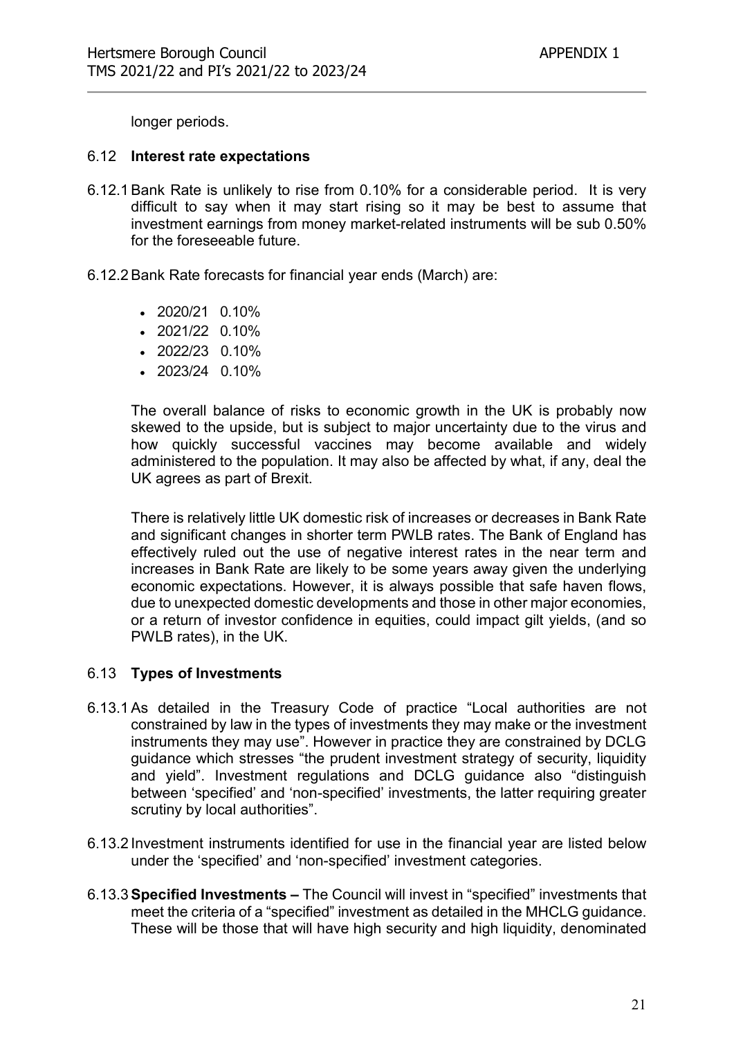longer periods.

## 6.12 **Interest rate expectations**

6.12.1 Bank Rate is unlikely to rise from 0.10% for a considerable period. It is very difficult to say when it may start rising so it may be best to assume that investment earnings from money market-related instruments will be sub 0.50% for the foreseeable future.

6.12.2 Bank Rate forecasts for financial year ends (March) are:

- 2020/21 0.10%
- 2021/22 0.10%
- 2022/23 0.10%
- 2023/24 0.10%

The overall balance of risks to economic growth in the UK is probably now skewed to the upside, but is subject to major uncertainty due to the virus and how quickly successful vaccines may become available and widely administered to the population. It may also be affected by what, if any, deal the UK agrees as part of Brexit.

There is relatively little UK domestic risk of increases or decreases in Bank Rate and significant changes in shorter term PWLB rates. The Bank of England has effectively ruled out the use of negative interest rates in the near term and increases in Bank Rate are likely to be some years away given the underlying economic expectations. However, it is always possible that safe haven flows, due to unexpected domestic developments and those in other major economies, or a return of investor confidence in equities, could impact gilt yields, (and so PWLB rates), in the UK.

## 6.13 **Types of Investments**

6.13.1 As detailed in the Treasury Code of practice "Local authorities are not constrained by law in the types of investments they may make or the investment instruments they may use". However in practice they are constrained by DCLG guidance which stresses "the prudent investment strategy of security, liquidity and yield". Investment regulations and DCLG guidance also "distinguish between 'specified' and 'non-specified' investments, the latter requiring greater scrutiny by local authorities".

6.13.2 Investment instruments identified for use in the financial year are listed below under the 'specified' and 'non-specified' investment categories.

6.13.3 **Specified Investments –** The Council will invest in "specified" investments that meet the criteria of a "specified" investment as detailed in the MHCLG guidance. These will be those that will have high security and high liquidity, denominated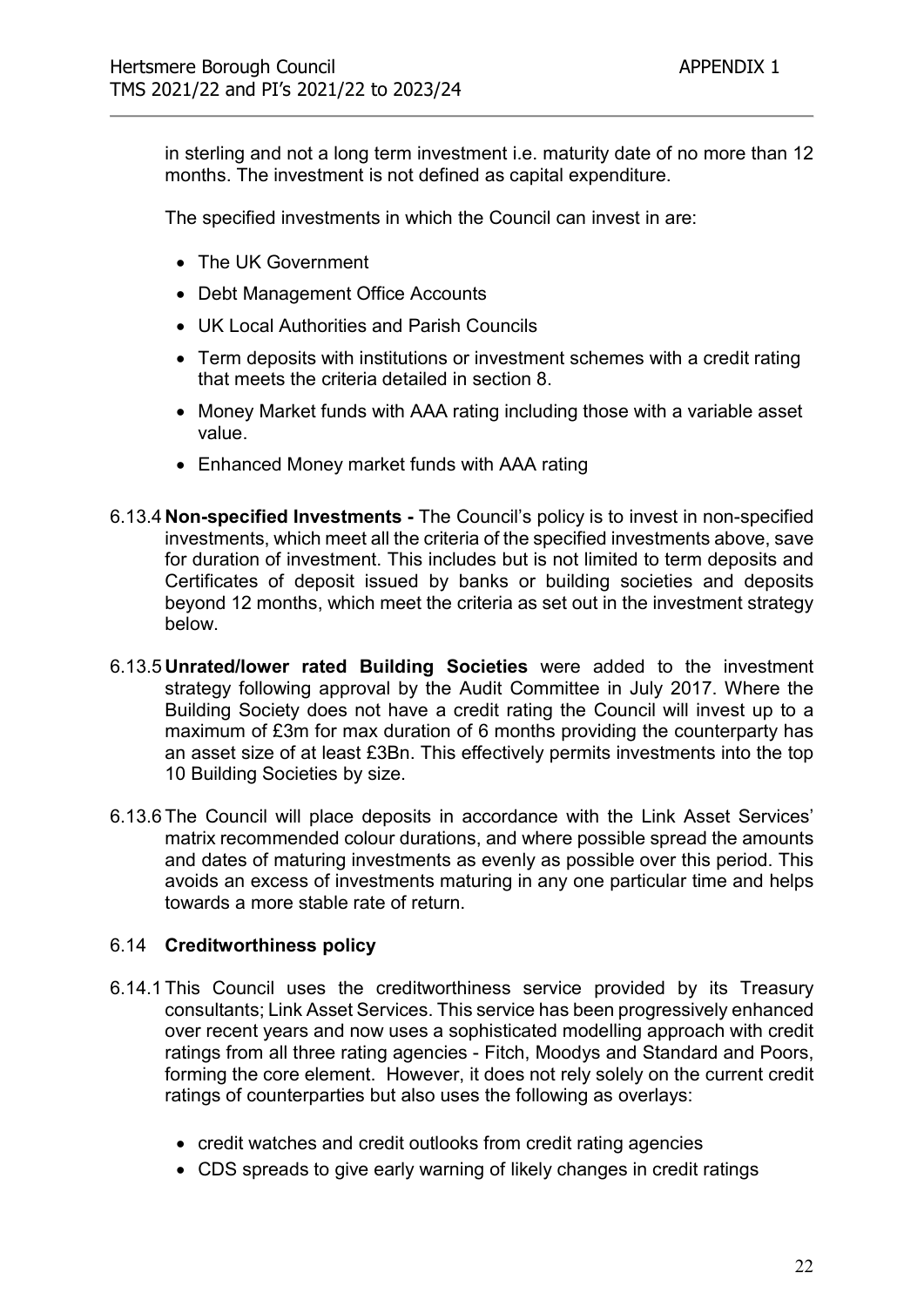in sterling and not a long term investment i.e. maturity date of no more than 12 months. The investment is not defined as capital expenditure.

The specified investments in which the Council can invest in are:

- The UK Government
- Debt Management Office Accounts
- UK Local Authorities and Parish Councils
- Term deposits with institutions or investment schemes with a credit rating that meets the criteria detailed in section 8.
- Money Market funds with AAA rating including those with a variable asset value.
- Enhanced Money market funds with AAA rating

6.13.4 **Non-specified Investments -** The Council's policy is to invest in non-specified investments, which meet all the criteria of the specified investments above, save for duration of investment. This includes but is not limited to term deposits and Certificates of deposit issued by banks or building societies and deposits beyond 12 months, which meet the criteria as set out in the investment strategy below.

6.13.5 **Unrated/lower rated Building Societies** were added to the investment strategy following approval by the Audit Committee in July 2017. Where the Building Society does not have a credit rating the Council will invest up to a maximum of £3m for max duration of 6 months providing the counterparty has an asset size of at least £3Bn. This effectively permits investments into the top 10 Building Societies by size.

6.13.6 The Council will place deposits in accordance with the Link Asset Services' matrix recommended colour durations, and where possible spread the amounts and dates of maturing investments as evenly as possible over this period. This avoids an excess of investments maturing in any one particular time and helps towards a more stable rate of return.

## 6.14 Creditworthiness policy

6.14.1 This Council uses the creditworthiness service provided by its Treasury consultants; Link Asset Services. This service has been progressively enhanced over recent years and now uses a sophisticated modelling approach with credit ratings from all three rating agencies - Fitch, Moodys and Standard and Poors, forming the core element. However, it does not rely solely on the current credit ratings of counterparties but also uses the following as overlays:

- credit watches and credit outlooks from credit rating agencies
- CDS spreads to give early warning of likely changes in credit ratings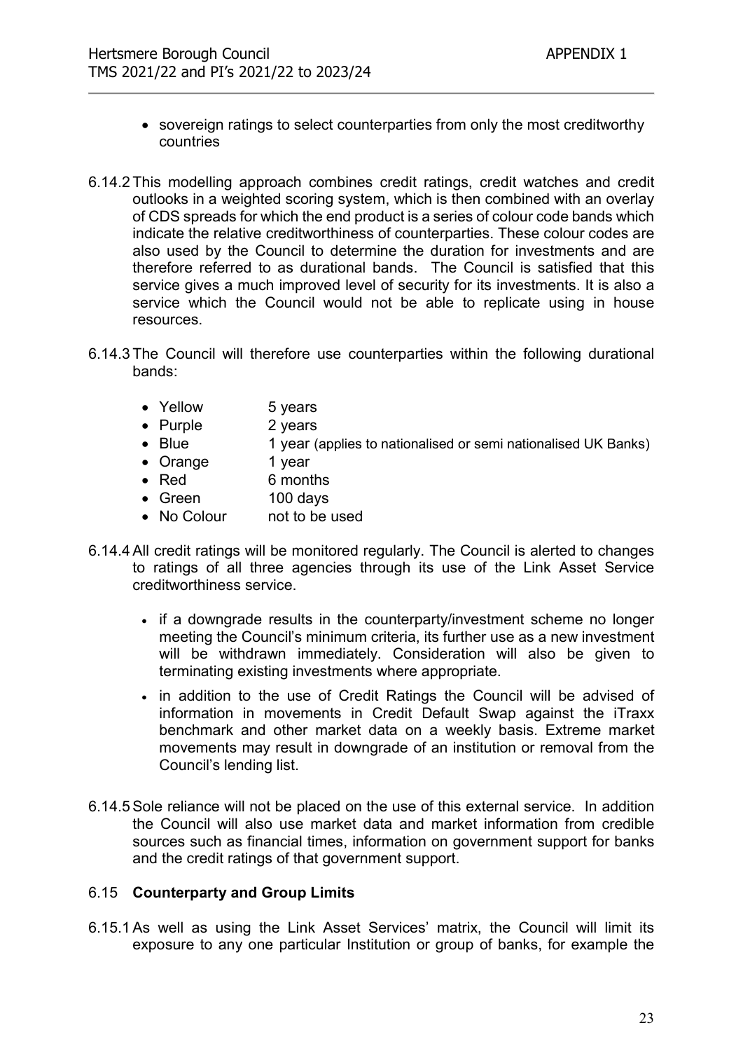- sovereign ratings to select counterparties from only the most creditworthy countries

6.14.2 This modelling approach combines credit ratings, credit watches and credit outlooks in a weighted scoring system, which is then combined with an overlay of CDS spreads for which the end product is a series of colour code bands which indicate the relative creditworthiness of counterparties. These colour codes are also used by the Council to determine the duration for investments and are therefore referred to as durational bands. The Council is satisfied that this service gives a much improved level of security for its investments. It is also a service which the Council would not be able to replicate using in house resources.

6.14.3 The Council will therefore use counterparties within the following durational bands:

- Yellow 5 years
- Purple 2 years
- Blue 1 year (applies to nationalised or semi nationalised UK Banks)
- Orange 1 year
- Red 6 months
- Green 100 days
- No Colour not to be used

6.14.4 All credit ratings will be monitored regularly. The Council is alerted to changes to ratings of all three agencies through its use of the Link Asset Service creditworthiness service.

- if a downgrade results in the counterparty/investment scheme no longer meeting the Council's minimum criteria, its further use as a new investment will be withdrawn immediately. Consideration will also be given to terminating existing investments where appropriate.
- in addition to the use of Credit Ratings the Council will be advised of information in movements in Credit Default Swap against the iTraxx benchmark and other market data on a weekly basis. Extreme market movements may result in downgrade of an institution or removal from the Council's lending list.

6.14.5 Sole reliance will not be placed on the use of this external service. In addition the Council will also use market data and market information from credible sources such as financial times, information on government support for banks and the credit ratings of that government support.

## 6.15 Counterparty and Group Limits

6.15.1 As well as using the Link Asset Services' matrix, the Council will limit its exposure to any one particular Institution or group of banks, for example the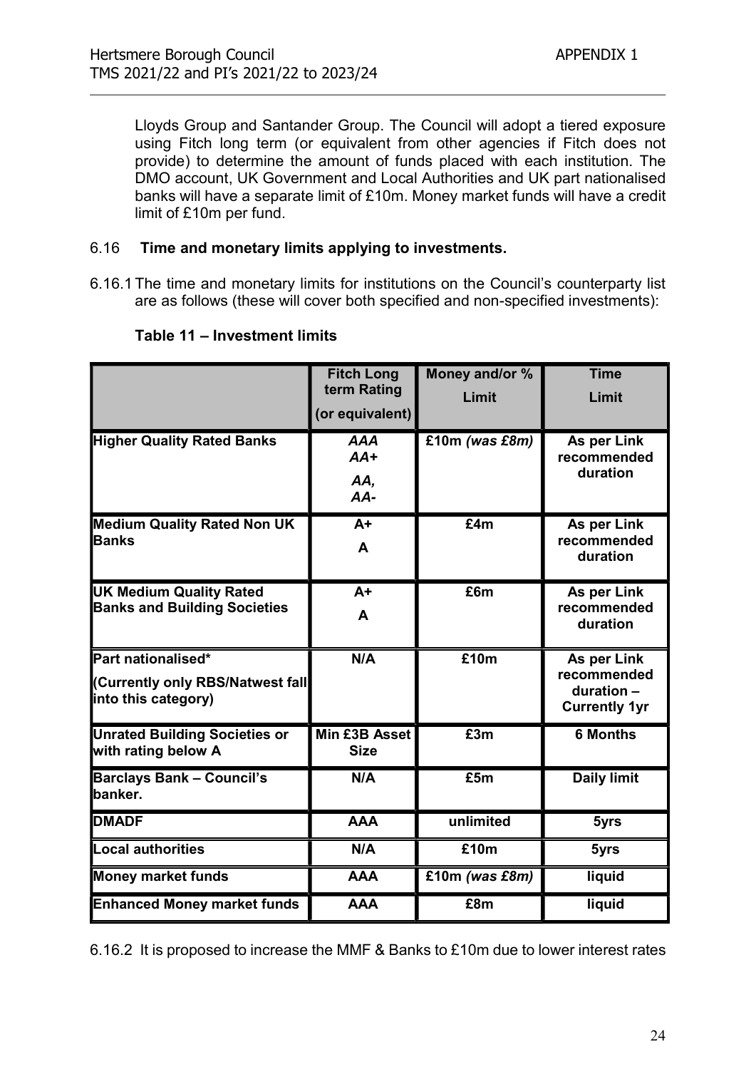Lloyds Group and Santander Group. The Council will adopt a tiered exposure using Fitch long term (or equivalent from other agencies if Fitch does not provide) to determine the amount of funds placed with each institution. The DMO account, UK Government and Local Authorities and UK part nationalised banks will have a separate limit of £10m. Money market funds will have a credit limit of £10m per fund.

## 6.16 Time and monetary limits applying to investments.

6.16.1 The time and monetary limits for institutions on the Council's counterparty list are as follows (these will cover both specified and non-specified investments):

**Table 11 – Investment limits**

| | Fitch Long term Rating (or equivalent) | Money and/or % Limit | Time Limit |
|---|---|---|---|
| **Higher Quality Rated Banks** | *AAA* *AA+* *AA,* *AA-* | £10m *(was £8m)* | As per Link recommended duration |
| **Medium Quality Rated Non UK Banks** | A+ A | £4m | As per Link recommended duration |
| **UK Medium Quality Rated Banks and Building Societies** | A+ A | £6m | As per Link recommended duration |
| **Part nationalised* (Currently only RBS/Natwest fall into this category)** | N/A | £10m | As per Link recommended duration – Currently 1yr |
| **Unrated Building Societies or with rating below A** | Min £3B Asset Size | £3m | 6 Months |
| **Barclays Bank – Council's banker.** | N/A | £5m | Daily limit |
| **DMADF** | AAA | unlimited | 5yrs |
| **Local authorities** | N/A | £10m | 5yrs |
| **Money market funds** | AAA | £10m *(was £8m)* | liquid |
| **Enhanced Money market funds** | AAA | £8m | liquid |

6.16.2 It is proposed to increase the MMF & Banks to £10m due to lower interest rates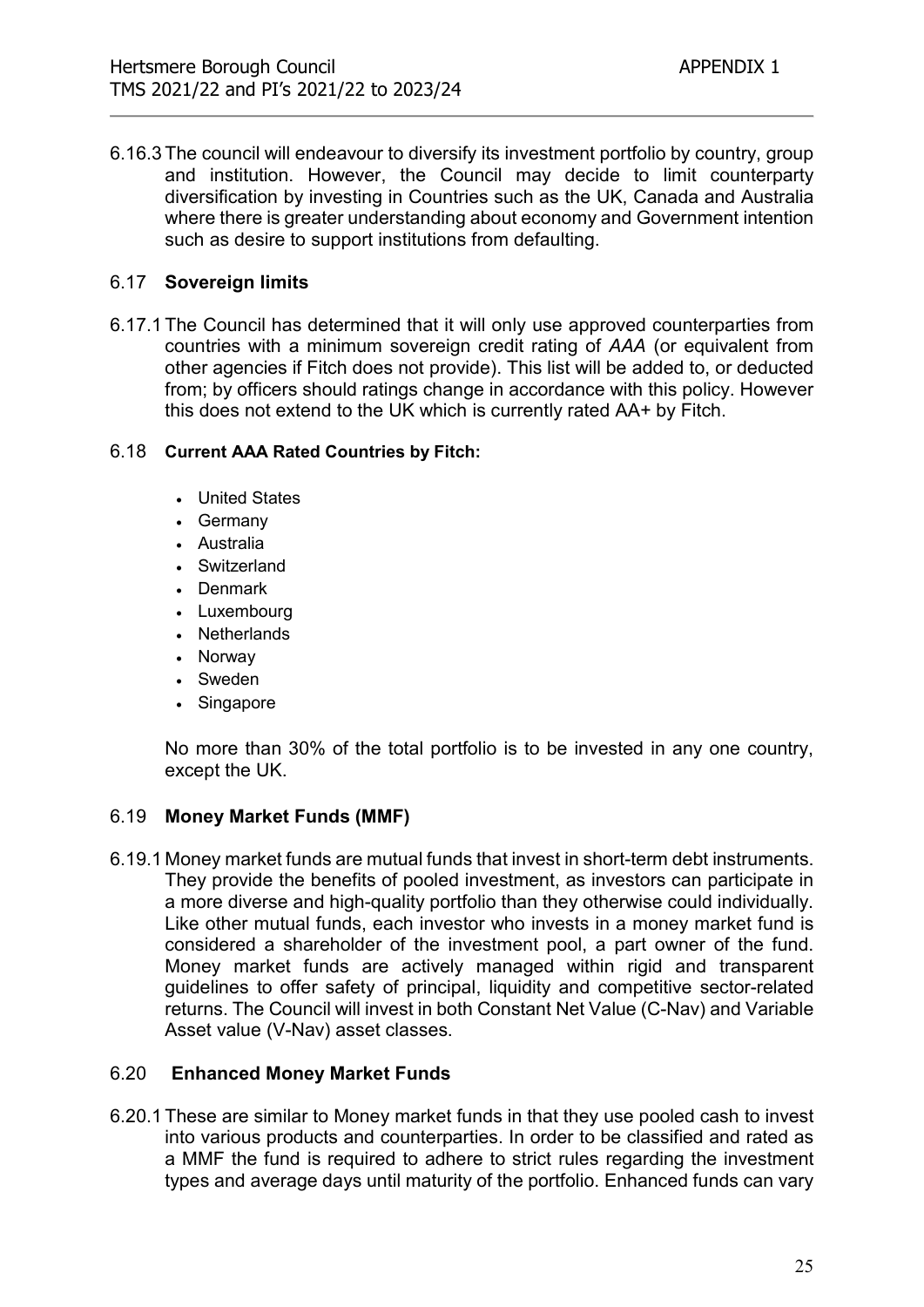6.16.3 The council will endeavour to diversify its investment portfolio by country, group and institution. However, the Council may decide to limit counterparty diversification by investing in Countries such as the UK, Canada and Australia where there is greater understanding about economy and Government intention such as desire to support institutions from defaulting.

### 6.17 **Sovereign limits**

6.17.1 The Council has determined that it will only use approved counterparties from countries with a minimum sovereign credit rating of *AAA* (or equivalent from other agencies if Fitch does not provide). This list will be added to, or deducted from; by officers should ratings change in accordance with this policy. However this does not extend to the UK which is currently rated AA+ by Fitch.

### 6.18 **Current AAA Rated Countries by Fitch:**

- United States
- Germany
- Australia
- Switzerland
- Denmark
- Luxembourg
- Netherlands
- Norway
- Sweden
- Singapore

No more than 30% of the total portfolio is to be invested in any one country, except the UK.

### 6.19 **Money Market Funds (MMF)**

6.19.1 Money market funds are mutual funds that invest in short-term debt instruments. They provide the benefits of pooled investment, as investors can participate in a more diverse and high-quality portfolio than they otherwise could individually. Like other mutual funds, each investor who invests in a money market fund is considered a shareholder of the investment pool, a part owner of the fund. Money market funds are actively managed within rigid and transparent guidelines to offer safety of principal, liquidity and competitive sector-related returns. The Council will invest in both Constant Net Value (C-Nav) and Variable Asset value (V-Nav) asset classes.

### 6.20 **Enhanced Money Market Funds**

6.20.1 These are similar to Money market funds in that they use pooled cash to invest into various products and counterparties. In order to be classified and rated as a MMF the fund is required to adhere to strict rules regarding the investment types and average days until maturity of the portfolio. Enhanced funds can vary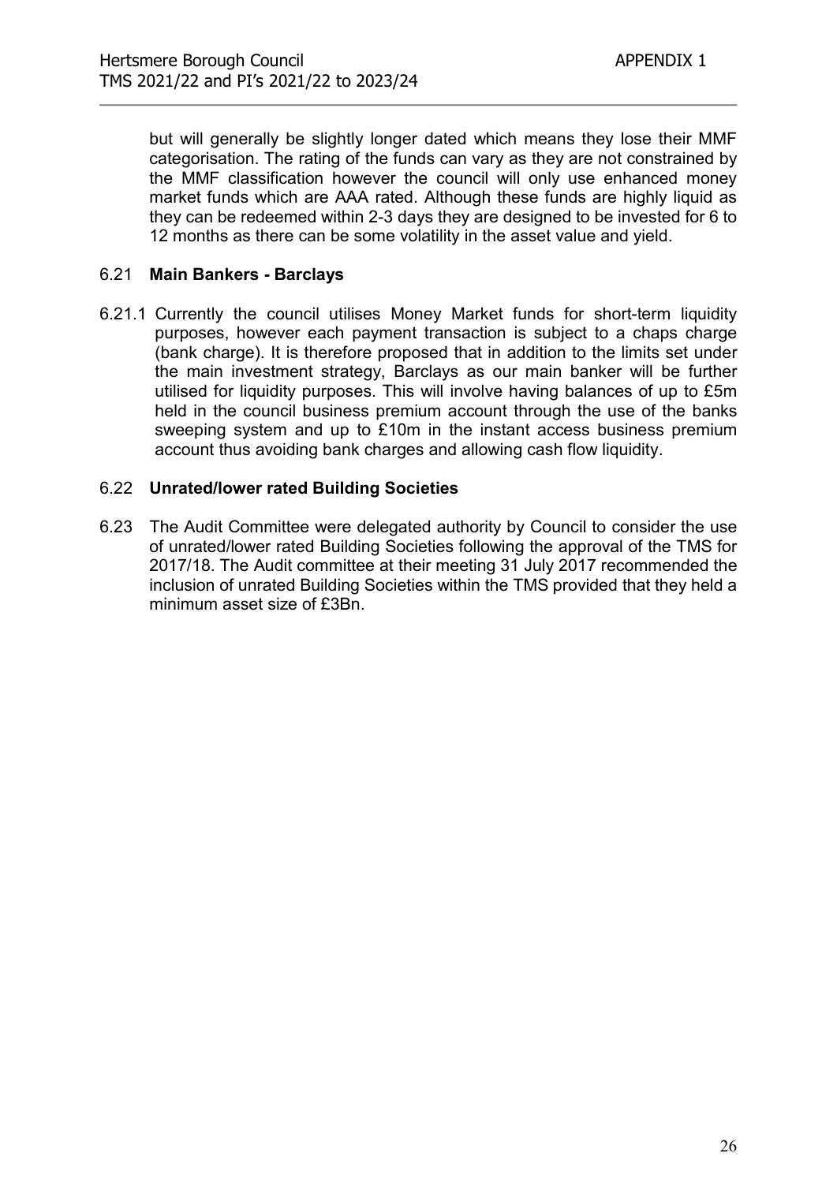but will generally be slightly longer dated which means they lose their MMF categorisation. The rating of the funds can vary as they are not constrained by the MMF classification however the council will only use enhanced money market funds which are AAA rated. Although these funds are highly liquid as they can be redeemed within 2-3 days they are designed to be invested for 6 to 12 months as there can be some volatility in the asset value and yield.

6.21 **Main Bankers - Barclays**

6.21.1 Currently the council utilises Money Market funds for short-term liquidity purposes, however each payment transaction is subject to a chaps charge (bank charge). It is therefore proposed that in addition to the limits set under the main investment strategy, Barclays as our main banker will be further utilised for liquidity purposes. This will involve having balances of up to £5m held in the council business premium account through the use of the banks sweeping system and up to £10m in the instant access business premium account thus avoiding bank charges and allowing cash flow liquidity.

6.22 **Unrated/lower rated Building Societies**

6.23 The Audit Committee were delegated authority by Council to consider the use of unrated/lower rated Building Societies following the approval of the TMS for 2017/18. The Audit committee at their meeting 31 July 2017 recommended the inclusion of unrated Building Societies within the TMS provided that they held a minimum asset size of £3Bn.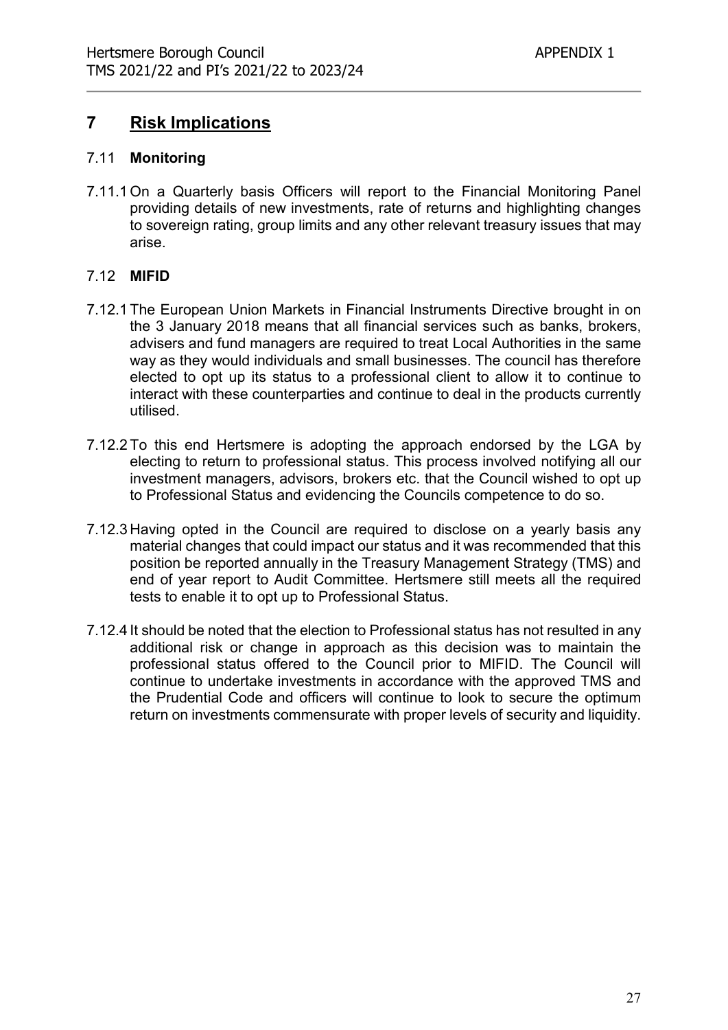## 7 Risk Implications

### 7.11 Monitoring

7.11.1 On a Quarterly basis Officers will report to the Financial Monitoring Panel providing details of new investments, rate of returns and highlighting changes to sovereign rating, group limits and any other relevant treasury issues that may arise.

### 7.12 MIFID

7.12.1 The European Union Markets in Financial Instruments Directive brought in on the 3 January 2018 means that all financial services such as banks, brokers, advisers and fund managers are required to treat Local Authorities in the same way as they would individuals and small businesses. The council has therefore elected to opt up its status to a professional client to allow it to continue to interact with these counterparties and continue to deal in the products currently utilised.

7.12.2 To this end Hertsmere is adopting the approach endorsed by the LGA by electing to return to professional status. This process involved notifying all our investment managers, advisors, brokers etc. that the Council wished to opt up to Professional Status and evidencing the Councils competence to do so.

7.12.3 Having opted in the Council are required to disclose on a yearly basis any material changes that could impact our status and it was recommended that this position be reported annually in the Treasury Management Strategy (TMS) and end of year report to Audit Committee. Hertsmere still meets all the required tests to enable it to opt up to Professional Status.

7.12.4 It should be noted that the election to Professional status has not resulted in any additional risk or change in approach as this decision was to maintain the professional status offered to the Council prior to MIFID. The Council will continue to undertake investments in accordance with the approved TMS and the Prudential Code and officers will continue to look to secure the optimum return on investments commensurate with proper levels of security and liquidity.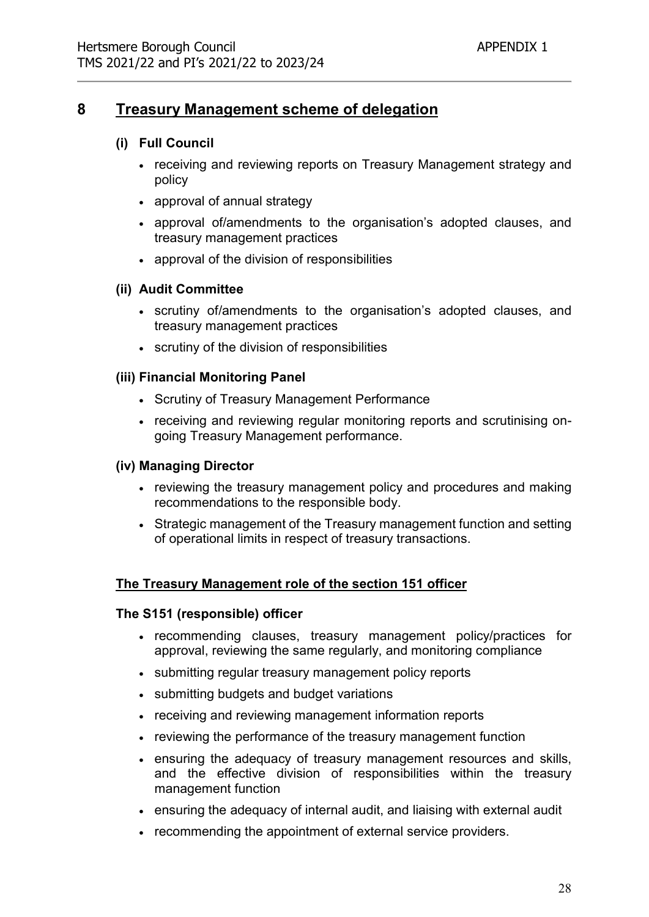## 8 Treasury Management scheme of delegation

### (i) Full Council

- receiving and reviewing reports on Treasury Management strategy and policy
- approval of annual strategy
- approval of/amendments to the organisation's adopted clauses, and treasury management practices
- approval of the division of responsibilities

### (ii) Audit Committee

- scrutiny of/amendments to the organisation's adopted clauses, and treasury management practices
- scrutiny of the division of responsibilities

### (iii) Financial Monitoring Panel

- Scrutiny of Treasury Management Performance
- receiving and reviewing regular monitoring reports and scrutinising on-going Treasury Management performance.

### (iv) Managing Director

- reviewing the treasury management policy and procedures and making recommendations to the responsible body.
- Strategic management of the Treasury management function and setting of operational limits in respect of treasury transactions.

### The Treasury Management role of the section 151 officer

**The S151 (responsible) officer**

- recommending clauses, treasury management policy/practices for approval, reviewing the same regularly, and monitoring compliance
- submitting regular treasury management policy reports
- submitting budgets and budget variations
- receiving and reviewing management information reports
- reviewing the performance of the treasury management function
- ensuring the adequacy of treasury management resources and skills, and the effective division of responsibilities within the treasury management function
- ensuring the adequacy of internal audit, and liaising with external audit
- recommending the appointment of external service providers.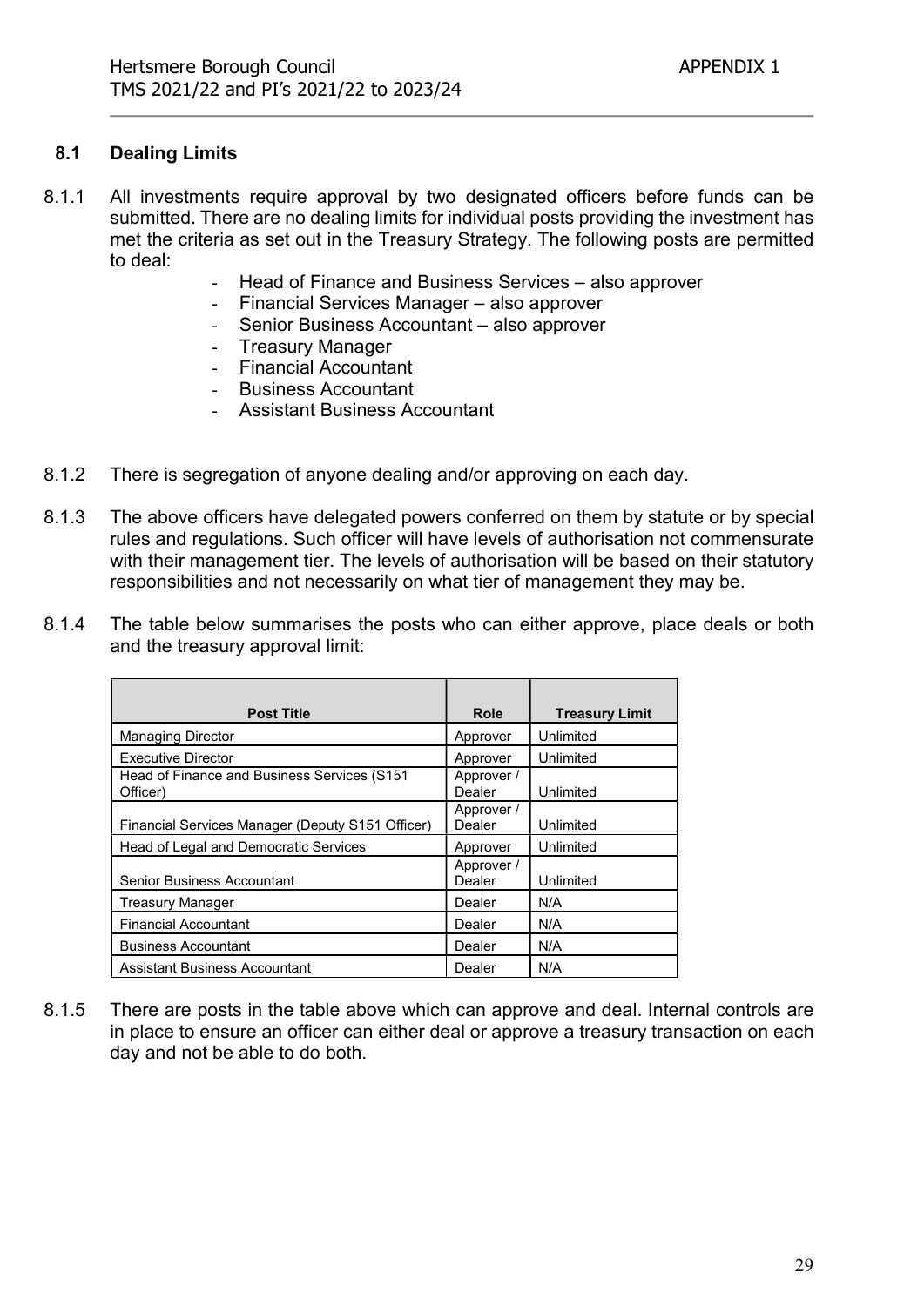### 8.1 Dealing Limits

8.1.1 All investments require approval by two designated officers before funds can be submitted. There are no dealing limits for individual posts providing the investment has met the criteria as set out in the Treasury Strategy. The following posts are permitted to deal:

- Head of Finance and Business Services – also approver
- Financial Services Manager – also approver
- Senior Business Accountant – also approver
- Treasury Manager
- Financial Accountant
- Business Accountant
- Assistant Business Accountant

8.1.2 There is segregation of anyone dealing and/or approving on each day.

8.1.3 The above officers have delegated powers conferred on them by statute or by special rules and regulations. Such officer will have levels of authorisation not commensurate with their management tier. The levels of authorisation will be based on their statutory responsibilities and not necessarily on what tier of management they may be.

8.1.4 The table below summarises the posts who can either approve, place deals or both and the treasury approval limit:

| Post Title | Role | Treasury Limit |
|---|---|---|
| Managing Director | Approver | Unlimited |
| Executive Director | Approver | Unlimited |
| Head of Finance and Business Services (S151 Officer) | Approver / Dealer | Unlimited |
| Financial Services Manager (Deputy S151 Officer) | Approver / Dealer | Unlimited |
| Head of Legal and Democratic Services | Approver | Unlimited |
| Senior Business Accountant | Approver / Dealer | Unlimited |
| Treasury Manager | Dealer | N/A |
| Financial Accountant | Dealer | N/A |
| Business Accountant | Dealer | N/A |
| Assistant Business Accountant | Dealer | N/A |

8.1.5 There are posts in the table above which can approve and deal. Internal controls are in place to ensure an officer can either deal or approve a treasury transaction on each day and not be able to do both.